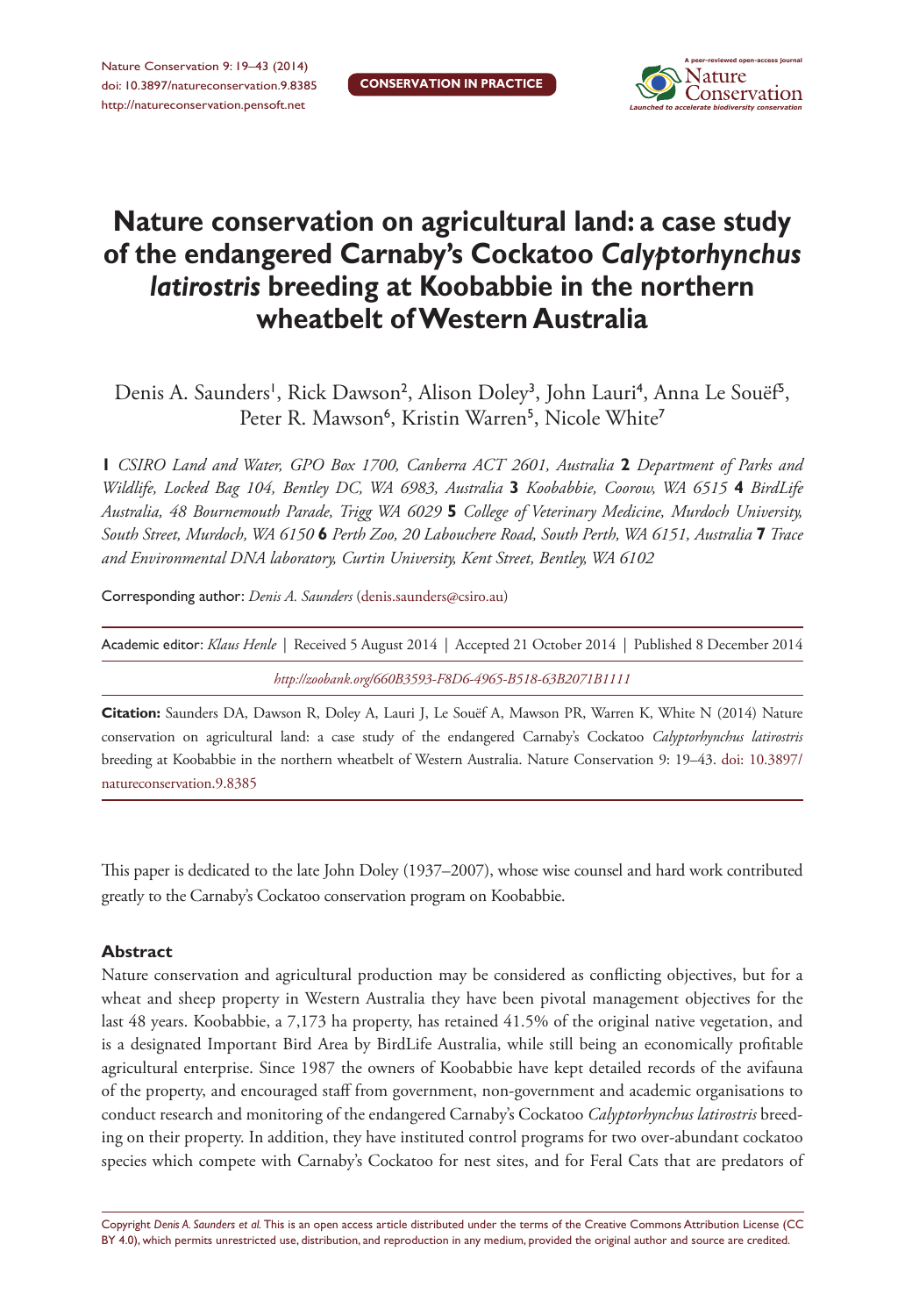**CONSERVATION IN PRACTICE**

# Nature conservation on agricultural land: a case study of the endangered Carnaby's Cockatoo *Calyptorhynchus latirostris* breeding at Koobabbie in the northern wheatbelt of Western Australia

Denis A. Saunders[1], Rick Dawson[2], Alison Doley[3], John Lauri[4], Anna Le Souëf[5], Peter R. Mawson[6], Kristin Warren[5], Nicole White[7]

**1** *CSIRO Land and Water, GPO Box 1700, Canberra ACT 2601, Australia* **2** *Department of Parks and Wildlife, Locked Bag 104, Bentley DC, WA 6983, Australia* **3** *Koobabbie, Coorow, WA 6515* **4** *BirdLife Australia, 48 Bournemouth Parade, Trigg WA 6029* **5** *College of Veterinary Medicine, Murdoch University, South Street, Murdoch, WA 6150* **6** *Perth Zoo, 20 Labouchere Road, South Perth, WA 6151, Australia* **7** *Trace and Environmental DNA laboratory, Curtin University, Kent Street, Bentley, WA 6102*

Corresponding author: *Denis A. Saunders* (denis.saunders@csiro.au)

Academic editor: *Klaus Henle* | Received 5 August 2014 | Accepted 21 October 2014 | Published 8 December 2014

*http://zoobank.org/660B3593-F8D6-4965-B518-63B2071B1111*

**Citation:** Saunders DA, Dawson R, Doley A, Lauri J, Le Souëf A, Mawson PR, Warren K, White N (2014) Nature conservation on agricultural land: a case study of the endangered Carnaby's Cockatoo *Calyptorhynchus latirostris* breeding at Koobabbie in the northern wheatbelt of Western Australia. Nature Conservation 9: 19–43. doi: 10.3897/natureconservation.9.8385

This paper is dedicated to the late John Doley (1937–2007), whose wise counsel and hard work contributed greatly to the Carnaby's Cockatoo conservation program on Koobabbie.

## Abstract

Nature conservation and agricultural production may be considered as conflicting objectives, but for a wheat and sheep property in Western Australia they have been pivotal management objectives for the last 48 years. Koobabbie, a 7,173 ha property, has retained 41.5% of the original native vegetation, and is a designated Important Bird Area by BirdLife Australia, while still being an economically profitable agricultural enterprise. Since 1987 the owners of Koobabbie have kept detailed records of the avifauna of the property, and encouraged staff from government, non-government and academic organisations to conduct research and monitoring of the endangered Carnaby's Cockatoo *Calyptorhynchus latirostris* breeding on their property. In addition, they have instituted control programs for two over-abundant cockatoo species which compete with Carnaby's Cockatoo for nest sites, and for Feral Cats that are predators of

Copyright *Denis A. Saunders et al.* This is an open access article distributed under the terms of the Creative Commons Attribution License (CC BY 4.0), which permits unrestricted use, distribution, and reproduction in any medium, provided the original author and source are credited.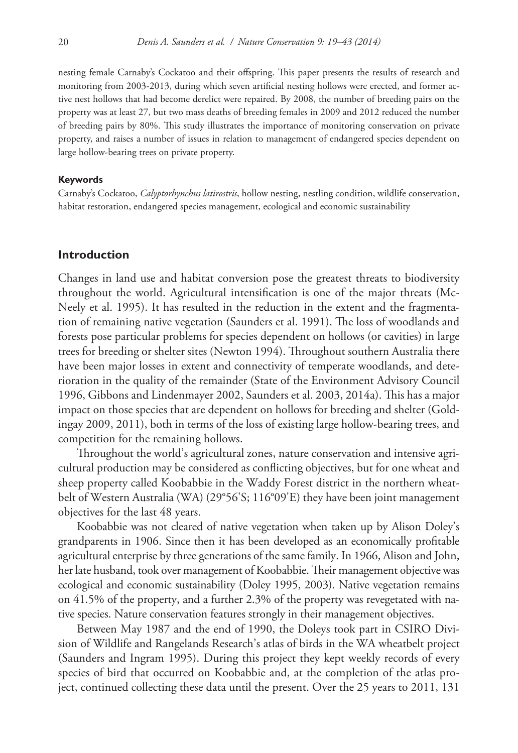nesting female Carnaby's Cockatoo and their offspring. This paper presents the results of research and monitoring from 2003-2013, during which seven artificial nesting hollows were erected, and former active nest hollows that had become derelict were repaired. By 2008, the number of breeding pairs on the property was at least 27, but two mass deaths of breeding females in 2009 and 2012 reduced the number of breeding pairs by 80%. This study illustrates the importance of monitoring conservation on private property, and raises a number of issues in relation to management of endangered species dependent on large hollow-bearing trees on private property.

#### Keywords

Carnaby's Cockatoo, *Calyptorhynchus latirostris*, hollow nesting, nestling condition, wildlife conservation, habitat restoration, endangered species management, ecological and economic sustainability

## Introduction

Changes in land use and habitat conversion pose the greatest threats to biodiversity throughout the world. Agricultural intensification is one of the major threats (McNeely et al. 1995). It has resulted in the reduction in the extent and the fragmentation of remaining native vegetation (Saunders et al. 1991). The loss of woodlands and forests pose particular problems for species dependent on hollows (or cavities) in large trees for breeding or shelter sites (Newton 1994). Throughout southern Australia there have been major losses in extent and connectivity of temperate woodlands, and deterioration in the quality of the remainder (State of the Environment Advisory Council 1996, Gibbons and Lindenmayer 2002, Saunders et al. 2003, 2014a). This has a major impact on those species that are dependent on hollows for breeding and shelter (Goldingay 2009, 2011), both in terms of the loss of existing large hollow-bearing trees, and competition for the remaining hollows.

Throughout the world's agricultural zones, nature conservation and intensive agricultural production may be considered as conflicting objectives, but for one wheat and sheep property called Koobabbie in the Waddy Forest district in the northern wheatbelt of Western Australia (WA) (29°56'S; 116°09'E) they have been joint management objectives for the last 48 years.

Koobabbie was not cleared of native vegetation when taken up by Alison Doley's grandparents in 1906. Since then it has been developed as an economically profitable agricultural enterprise by three generations of the same family. In 1966, Alison and John, her late husband, took over management of Koobabbie. Their management objective was ecological and economic sustainability (Doley 1995, 2003). Native vegetation remains on 41.5% of the property, and a further 2.3% of the property was revegetated with native species. Nature conservation features strongly in their management objectives.

Between May 1987 and the end of 1990, the Doleys took part in CSIRO Division of Wildlife and Rangelands Research's atlas of birds in the WA wheatbelt project (Saunders and Ingram 1995). During this project they kept weekly records of every species of bird that occurred on Koobabbie and, at the completion of the atlas project, continued collecting these data until the present. Over the 25 years to 2011, 131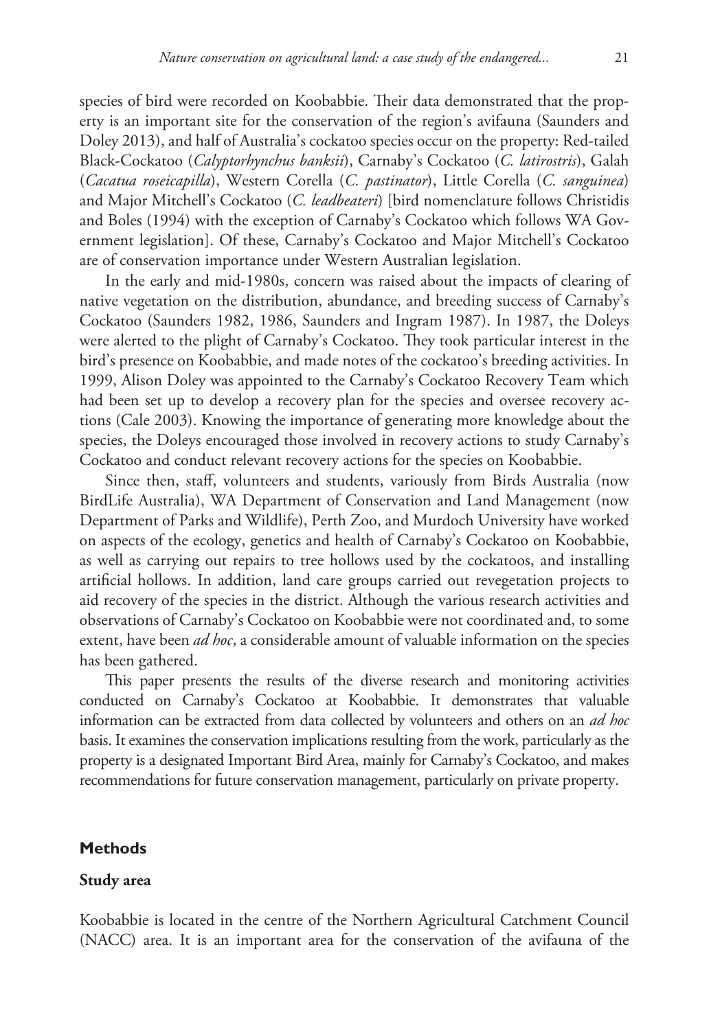species of bird were recorded on Koobabbie. Their data demonstrated that the property is an important site for the conservation of the region's avifauna (Saunders and Doley 2013), and half of Australia's cockatoo species occur on the property: Red-tailed Black-Cockatoo (*Calyptorhynchus banksii*), Carnaby's Cockatoo (*C. latirostris*), Galah (*Cacatua roseicapilla*), Western Corella (*C. pastinator*), Little Corella (*C. sanguinea*) and Major Mitchell's Cockatoo (*C. leadbeateri*) [bird nomenclature follows Christidis and Boles (1994) with the exception of Carnaby's Cockatoo which follows WA Government legislation]. Of these, Carnaby's Cockatoo and Major Mitchell's Cockatoo are of conservation importance under Western Australian legislation.

In the early and mid-1980s, concern was raised about the impacts of clearing of native vegetation on the distribution, abundance, and breeding success of Carnaby's Cockatoo (Saunders 1982, 1986, Saunders and Ingram 1987). In 1987, the Doleys were alerted to the plight of Carnaby's Cockatoo. They took particular interest in the bird's presence on Koobabbie, and made notes of the cockatoo's breeding activities. In 1999, Alison Doley was appointed to the Carnaby's Cockatoo Recovery Team which had been set up to develop a recovery plan for the species and oversee recovery actions (Cale 2003). Knowing the importance of generating more knowledge about the species, the Doleys encouraged those involved in recovery actions to study Carnaby's Cockatoo and conduct relevant recovery actions for the species on Koobabbie.

Since then, staff, volunteers and students, variously from Birds Australia (now BirdLife Australia), WA Department of Conservation and Land Management (now Department of Parks and Wildlife), Perth Zoo, and Murdoch University have worked on aspects of the ecology, genetics and health of Carnaby's Cockatoo on Koobabbie, as well as carrying out repairs to tree hollows used by the cockatoos, and installing artificial hollows. In addition, land care groups carried out revegetation projects to aid recovery of the species in the district. Although the various research activities and observations of Carnaby's Cockatoo on Koobabbie were not coordinated and, to some extent, have been *ad hoc*, a considerable amount of valuable information on the species has been gathered.

This paper presents the results of the diverse research and monitoring activities conducted on Carnaby's Cockatoo at Koobabbie. It demonstrates that valuable information can be extracted from data collected by volunteers and others on an *ad hoc* basis. It examines the conservation implications resulting from the work, particularly as the property is a designated Important Bird Area, mainly for Carnaby's Cockatoo, and makes recommendations for future conservation management, particularly on private property.

## Methods

### Study area

Koobabbie is located in the centre of the Northern Agricultural Catchment Council (NACC) area. It is an important area for the conservation of the avifauna of the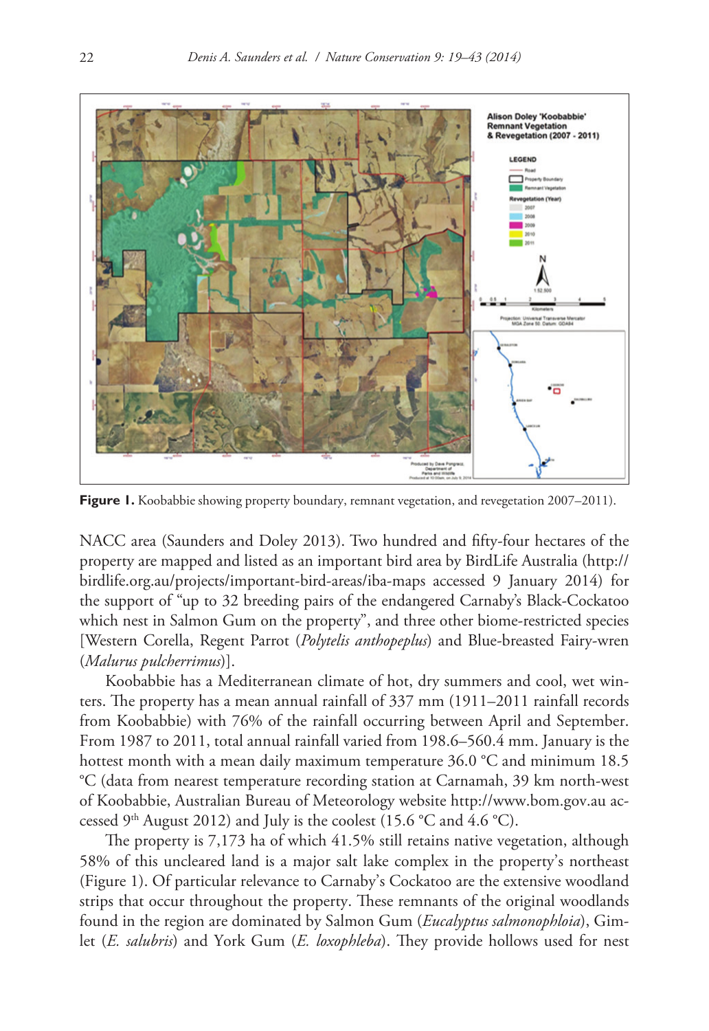**Figure 1.** Koobabbie showing property boundary, remnant vegetation, and revegetation 2007–2011).

NACC area (Saunders and Doley 2013). Two hundred and fifty-four hectares of the property are mapped and listed as an important bird area by BirdLife Australia (http://birdlife.org.au/projects/important-bird-areas/iba-maps accessed 9 January 2014) for the support of "up to 32 breeding pairs of the endangered Carnaby's Black-Cockatoo which nest in Salmon Gum on the property", and three other biome-restricted species [Western Corella, Regent Parrot (*Polytelis anthopeplus*) and Blue-breasted Fairy-wren (*Malurus pulcherrimus*)].

Koobabbie has a Mediterranean climate of hot, dry summers and cool, wet winters. The property has a mean annual rainfall of 337 mm (1911–2011 rainfall records from Koobabbie) with 76% of the rainfall occurring between April and September. From 1987 to 2011, total annual rainfall varied from 198.6–560.4 mm. January is the hottest month with a mean daily maximum temperature 36.0 °C and minimum 18.5 °C (data from nearest temperature recording station at Carnamah, 39 km north-west of Koobabbie, Australian Bureau of Meteorology website http://www.bom.gov.au accessed 9th August 2012) and July is the coolest (15.6 °C and 4.6 °C).

The property is 7,173 ha of which 41.5% still retains native vegetation, although 58% of this uncleared land is a major salt lake complex in the property's northeast (Figure 1). Of particular relevance to Carnaby's Cockatoo are the extensive woodland strips that occur throughout the property. These remnants of the original woodlands found in the region are dominated by Salmon Gum (*Eucalyptus salmonophloia*), Gimlet (*E. salubris*) and York Gum (*E. loxophleba*). They provide hollows used for nest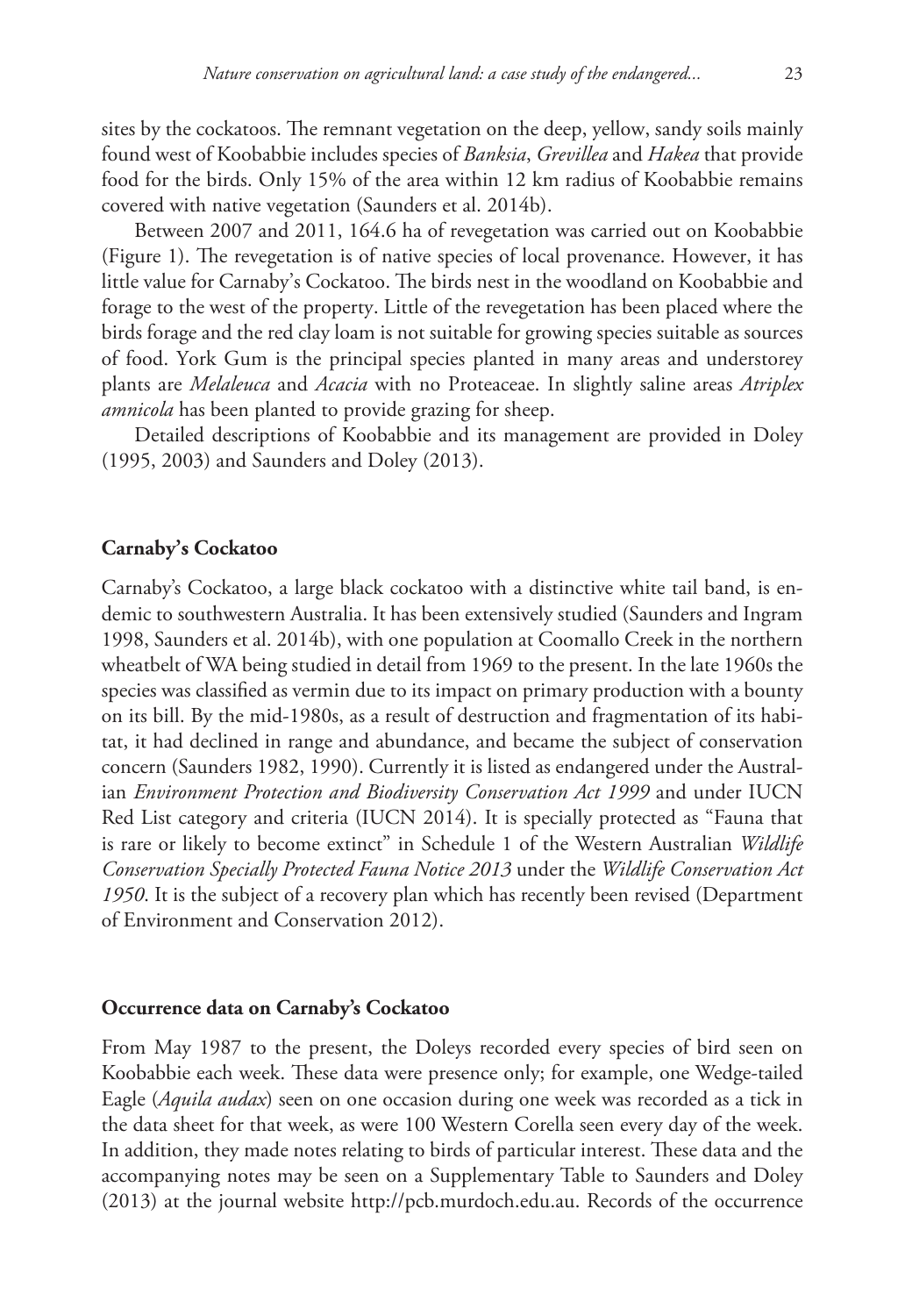sites by the cockatoos. The remnant vegetation on the deep, yellow, sandy soils mainly found west of Koobabbie includes species of *Banksia*, *Grevillea* and *Hakea* that provide food for the birds. Only 15% of the area within 12 km radius of Koobabbie remains covered with native vegetation (Saunders et al. 2014b).

Between 2007 and 2011, 164.6 ha of revegetation was carried out on Koobabbie (Figure 1). The revegetation is of native species of local provenance. However, it has little value for Carnaby's Cockatoo. The birds nest in the woodland on Koobabbie and forage to the west of the property. Little of the revegetation has been placed where the birds forage and the red clay loam is not suitable for growing species suitable as sources of food. York Gum is the principal species planted in many areas and understorey plants are *Melaleuca* and *Acacia* with no Proteaceae. In slightly saline areas *Atriplex amnicola* has been planted to provide grazing for sheep.

Detailed descriptions of Koobabbie and its management are provided in Doley (1995, 2003) and Saunders and Doley (2013).

## Carnaby's Cockatoo

Carnaby's Cockatoo, a large black cockatoo with a distinctive white tail band, is endemic to southwestern Australia. It has been extensively studied (Saunders and Ingram 1998, Saunders et al. 2014b), with one population at Coomallo Creek in the northern wheatbelt of WA being studied in detail from 1969 to the present. In the late 1960s the species was classified as vermin due to its impact on primary production with a bounty on its bill. By the mid-1980s, as a result of destruction and fragmentation of its habitat, it had declined in range and abundance, and became the subject of conservation concern (Saunders 1982, 1990). Currently it is listed as endangered under the Australian *Environment Protection and Biodiversity Conservation Act 1999* and under IUCN Red List category and criteria (IUCN 2014). It is specially protected as "Fauna that is rare or likely to become extinct" in Schedule 1 of the Western Australian *Wildlife Conservation Specially Protected Fauna Notice 2013* under the *Wildlife Conservation Act 1950*. It is the subject of a recovery plan which has recently been revised (Department of Environment and Conservation 2012).

## Occurrence data on Carnaby's Cockatoo

From May 1987 to the present, the Doleys recorded every species of bird seen on Koobabbie each week. These data were presence only; for example, one Wedge-tailed Eagle (*Aquila audax*) seen on one occasion during one week was recorded as a tick in the data sheet for that week, as were 100 Western Corella seen every day of the week. In addition, they made notes relating to birds of particular interest. These data and the accompanying notes may be seen on a Supplementary Table to Saunders and Doley (2013) at the journal website http://pcb.murdoch.edu.au. Records of the occurrence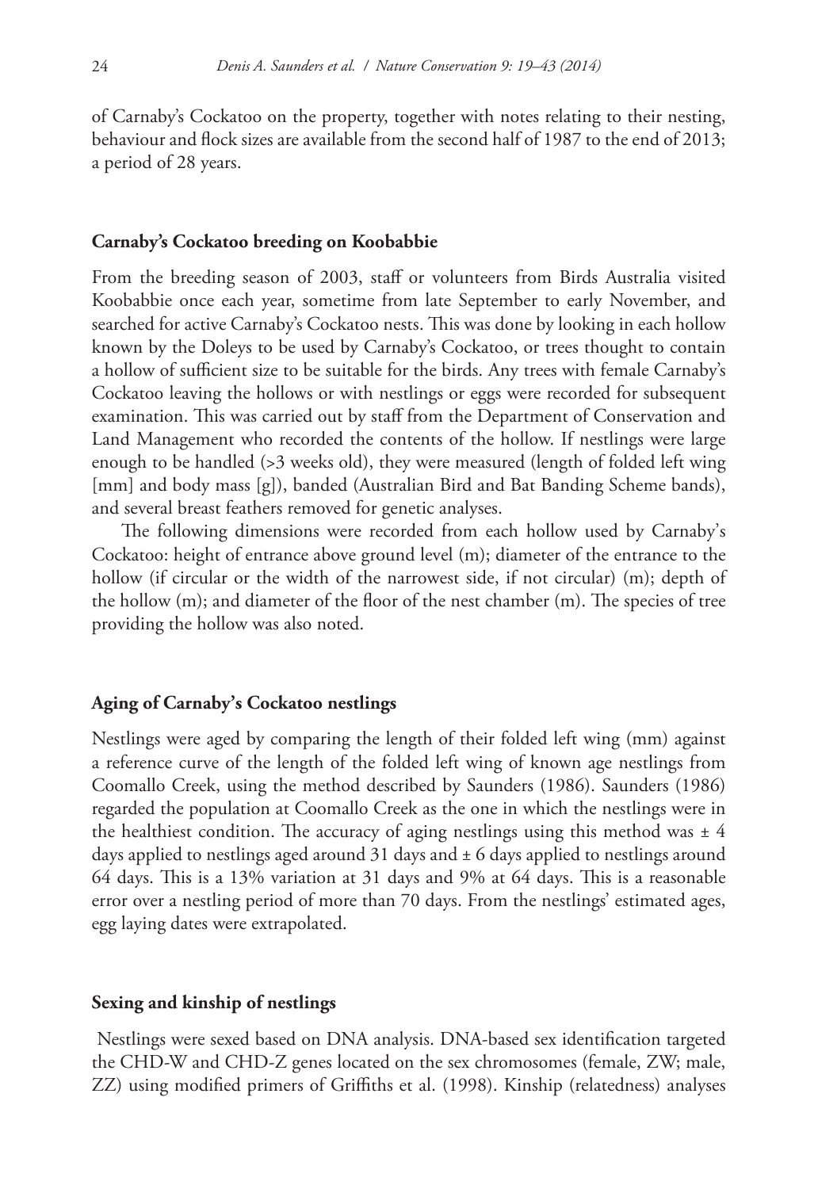of Carnaby's Cockatoo on the property, together with notes relating to their nesting, behaviour and flock sizes are available from the second half of 1987 to the end of 2013; a period of 28 years.

### Carnaby's Cockatoo breeding on Koobabbie

From the breeding season of 2003, staff or volunteers from Birds Australia visited Koobabbie once each year, sometime from late September to early November, and searched for active Carnaby's Cockatoo nests. This was done by looking in each hollow known by the Doleys to be used by Carnaby's Cockatoo, or trees thought to contain a hollow of sufficient size to be suitable for the birds. Any trees with female Carnaby's Cockatoo leaving the hollows or with nestlings or eggs were recorded for subsequent examination. This was carried out by staff from the Department of Conservation and Land Management who recorded the contents of the hollow. If nestlings were large enough to be handled (>3 weeks old), they were measured (length of folded left wing [mm] and body mass [g]), banded (Australian Bird and Bat Banding Scheme bands), and several breast feathers removed for genetic analyses.

The following dimensions were recorded from each hollow used by Carnaby's Cockatoo: height of entrance above ground level (m); diameter of the entrance to the hollow (if circular or the width of the narrowest side, if not circular) (m); depth of the hollow (m); and diameter of the floor of the nest chamber (m). The species of tree providing the hollow was also noted.

### Aging of Carnaby's Cockatoo nestlings

Nestlings were aged by comparing the length of their folded left wing (mm) against a reference curve of the length of the folded left wing of known age nestlings from Coomallo Creek, using the method described by Saunders (1986). Saunders (1986) regarded the population at Coomallo Creek as the one in which the nestlings were in the healthiest condition. The accuracy of aging nestlings using this method was ± 4 days applied to nestlings aged around 31 days and ± 6 days applied to nestlings around 64 days. This is a 13% variation at 31 days and 9% at 64 days. This is a reasonable error over a nestling period of more than 70 days. From the nestlings' estimated ages, egg laying dates were extrapolated.

### Sexing and kinship of nestlings

Nestlings were sexed based on DNA analysis. DNA-based sex identification targeted the CHD-W and CHD-Z genes located on the sex chromosomes (female, ZW; male, ZZ) using modified primers of Griffiths et al. (1998). Kinship (relatedness) analyses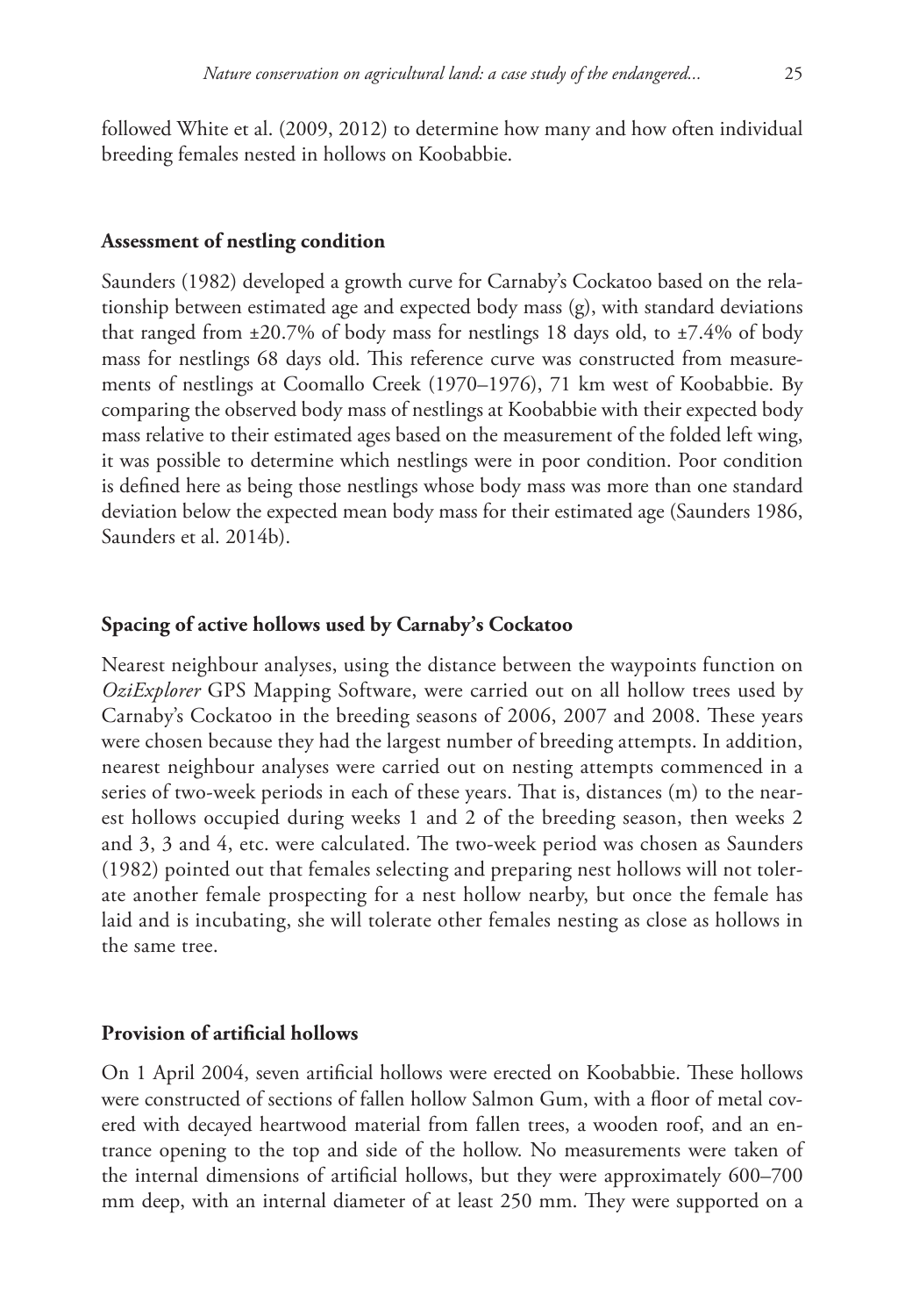followed White et al. (2009, 2012) to determine how many and how often individual breeding females nested in hollows on Koobabbie.

### Assessment of nestling condition

Saunders (1982) developed a growth curve for Carnaby's Cockatoo based on the relationship between estimated age and expected body mass (g), with standard deviations that ranged from ±20.7% of body mass for nestlings 18 days old, to ±7.4% of body mass for nestlings 68 days old. This reference curve was constructed from measurements of nestlings at Coomallo Creek (1970–1976), 71 km west of Koobabbie. By comparing the observed body mass of nestlings at Koobabbie with their expected body mass relative to their estimated ages based on the measurement of the folded left wing, it was possible to determine which nestlings were in poor condition. Poor condition is defined here as being those nestlings whose body mass was more than one standard deviation below the expected mean body mass for their estimated age (Saunders 1986, Saunders et al. 2014b).

### Spacing of active hollows used by Carnaby's Cockatoo

Nearest neighbour analyses, using the distance between the waypoints function on *OziExplorer* GPS Mapping Software, were carried out on all hollow trees used by Carnaby's Cockatoo in the breeding seasons of 2006, 2007 and 2008. These years were chosen because they had the largest number of breeding attempts. In addition, nearest neighbour analyses were carried out on nesting attempts commenced in a series of two-week periods in each of these years. That is, distances (m) to the nearest hollows occupied during weeks 1 and 2 of the breeding season, then weeks 2 and 3, 3 and 4, etc. were calculated. The two-week period was chosen as Saunders (1982) pointed out that females selecting and preparing nest hollows will not tolerate another female prospecting for a nest hollow nearby, but once the female has laid and is incubating, she will tolerate other females nesting as close as hollows in the same tree.

### Provision of artificial hollows

On 1 April 2004, seven artificial hollows were erected on Koobabbie. These hollows were constructed of sections of fallen hollow Salmon Gum, with a floor of metal covered with decayed heartwood material from fallen trees, a wooden roof, and an entrance opening to the top and side of the hollow. No measurements were taken of the internal dimensions of artificial hollows, but they were approximately 600–700 mm deep, with an internal diameter of at least 250 mm. They were supported on a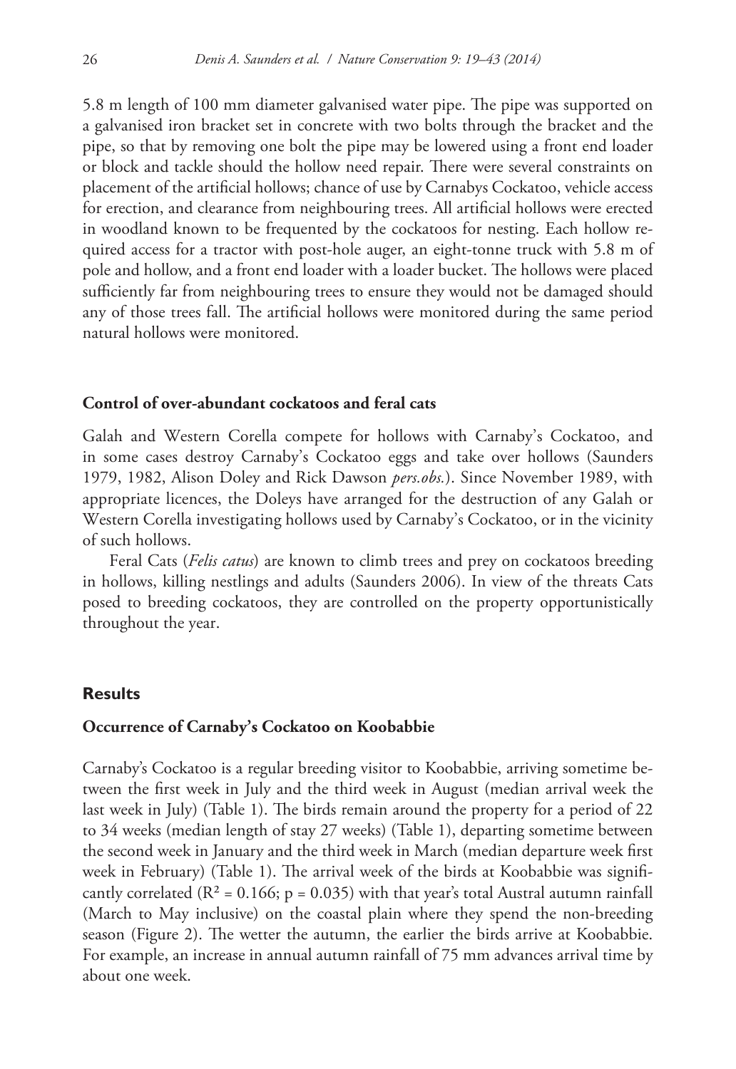5.8 m length of 100 mm diameter galvanised water pipe. The pipe was supported on a galvanised iron bracket set in concrete with two bolts through the bracket and the pipe, so that by removing one bolt the pipe may be lowered using a front end loader or block and tackle should the hollow need repair. There were several constraints on placement of the artificial hollows; chance of use by Carnabys Cockatoo, vehicle access for erection, and clearance from neighbouring trees. All artificial hollows were erected in woodland known to be frequented by the cockatoos for nesting. Each hollow required access for a tractor with post-hole auger, an eight-tonne truck with 5.8 m of pole and hollow, and a front end loader with a loader bucket. The hollows were placed sufficiently far from neighbouring trees to ensure they would not be damaged should any of those trees fall. The artificial hollows were monitored during the same period natural hollows were monitored.

### Control of over-abundant cockatoos and feral cats

Galah and Western Corella compete for hollows with Carnaby's Cockatoo, and in some cases destroy Carnaby's Cockatoo eggs and take over hollows (Saunders 1979, 1982, Alison Doley and Rick Dawson *pers.obs.*). Since November 1989, with appropriate licences, the Doleys have arranged for the destruction of any Galah or Western Corella investigating hollows used by Carnaby's Cockatoo, or in the vicinity of such hollows.

Feral Cats (*Felis catus*) are known to climb trees and prey on cockatoos breeding in hollows, killing nestlings and adults (Saunders 2006). In view of the threats Cats posed to breeding cockatoos, they are controlled on the property opportunistically throughout the year.

## Results

### Occurrence of Carnaby's Cockatoo on Koobabbie

Carnaby's Cockatoo is a regular breeding visitor to Koobabbie, arriving sometime between the first week in July and the third week in August (median arrival week the last week in July) (Table 1). The birds remain around the property for a period of 22 to 34 weeks (median length of stay 27 weeks) (Table 1), departing sometime between the second week in January and the third week in March (median departure week first week in February) (Table 1). The arrival week of the birds at Koobabbie was significantly correlated ($R^2 = 0.166$; $p = 0.035$) with that year's total Austral autumn rainfall (March to May inclusive) on the coastal plain where they spend the non-breeding season (Figure 2). The wetter the autumn, the earlier the birds arrive at Koobabbie. For example, an increase in annual autumn rainfall of 75 mm advances arrival time by about one week.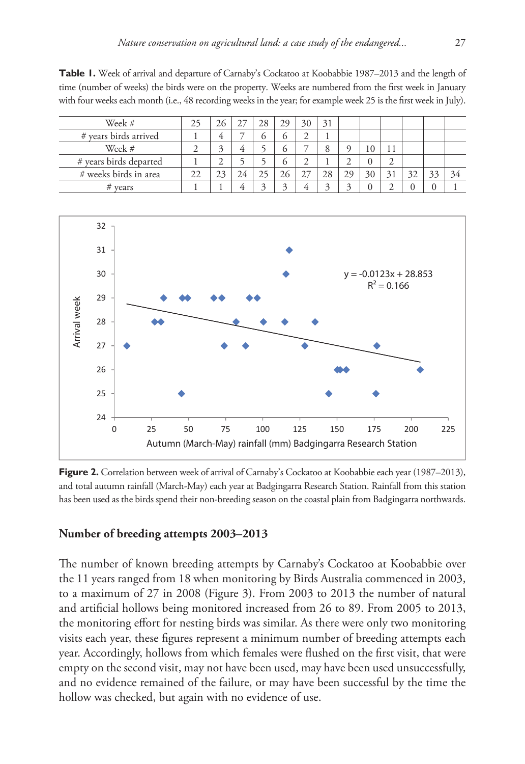**Table 1.** Week of arrival and departure of Carnaby's Cockatoo at Koobabbie 1987–2013 and the length of time (number of weeks) the birds were on the property. Weeks are numbered from the first week in January with four weeks each month (i.e., 48 recording weeks in the year; for example week 25 is the first week in July).

| Week # | 25 | 26 | 27 | 28 | 29 | 30 | 31 | | | | | | |
|---|---|---|---|---|---|---|---|---|---|---|---|---|---|
| # years birds arrived | 1 | 4 | 7 | 6 | 6 | 2 | 1 | | | | | | |
| Week # | 2 | 3 | 4 | 5 | 6 | 7 | 8 | 9 | 10 | 11 | | | |
| # years birds departed | 1 | 2 | 5 | 5 | 6 | 2 | 1 | 2 | 0 | 2 | | | |
| # weeks birds in area | 22 | 23 | 24 | 25 | 26 | 27 | 28 | 29 | 30 | 31 | 32 | 33 | 34 |
| # years | 1 | 1 | 4 | 3 | 3 | 4 | 3 | 3 | 0 | 2 | 0 | 0 | 1 |

**Figure 2.** Correlation between week of arrival of Carnaby's Cockatoo at Koobabbie each year (1987–2013), and total autumn rainfall (March-May) each year at Badgingarra Research Station. Rainfall from this station has been used as the birds spend their non-breeding season on the coastal plain from Badgingarra northwards.

## Number of breeding attempts 2003–2013

The number of known breeding attempts by Carnaby's Cockatoo at Koobabbie over the 11 years ranged from 18 when monitoring by Birds Australia commenced in 2003, to a maximum of 27 in 2008 (Figure 3). From 2003 to 2013 the number of natural and artificial hollows being monitored increased from 26 to 89. From 2005 to 2013, the monitoring effort for nesting birds was similar. As there were only two monitoring visits each year, these figures represent a minimum number of breeding attempts each year. Accordingly, hollows from which females were flushed on the first visit, that were empty on the second visit, may not have been used, may have been used unsuccessfully, and no evidence remained of the failure, or may have been successful by the time the hollow was checked, but again with no evidence of use.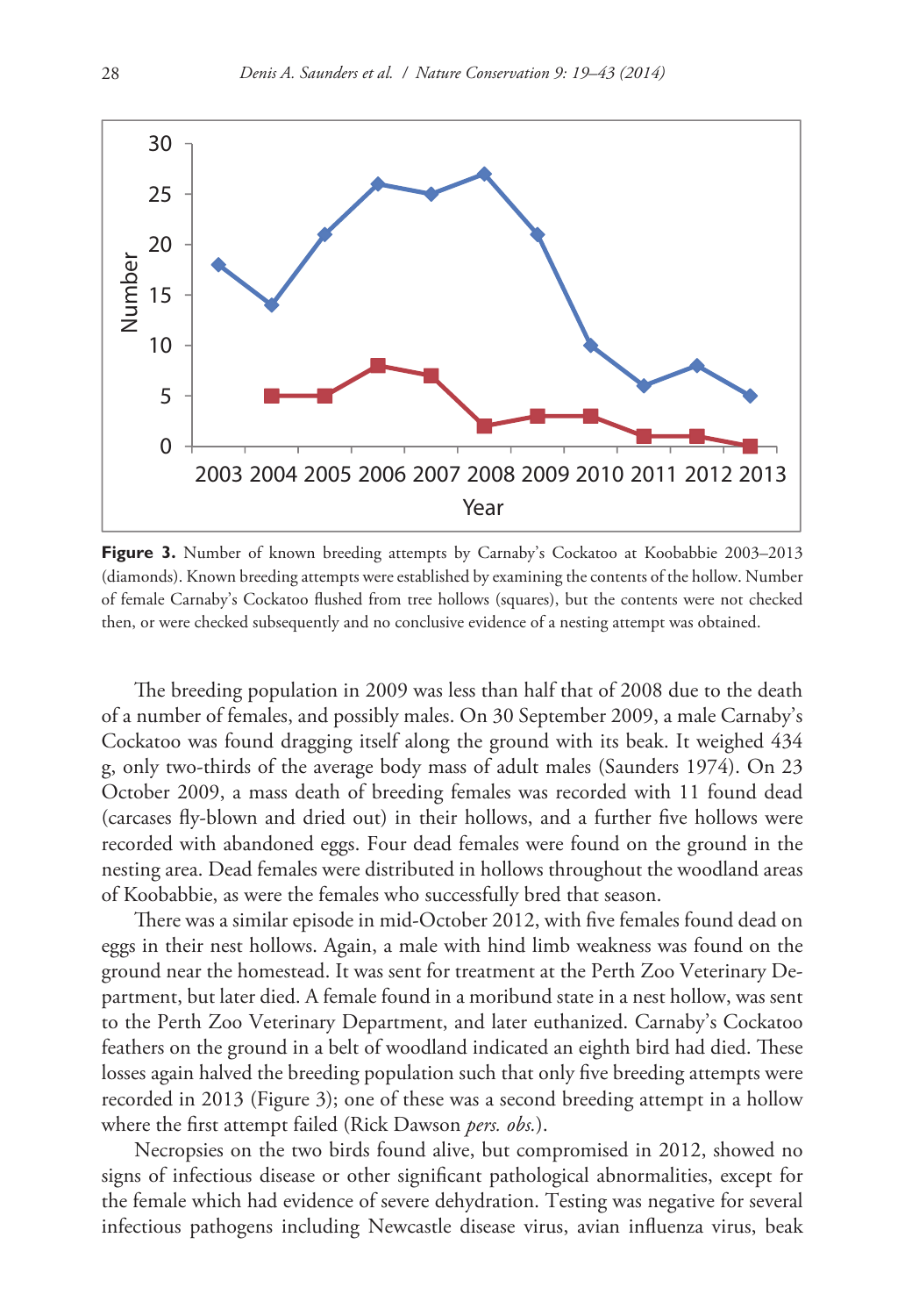**Figure 3.** Number of known breeding attempts by Carnaby's Cockatoo at Koobabbie 2003–2013 (diamonds). Known breeding attempts were established by examining the contents of the hollow. Number of female Carnaby's Cockatoo flushed from tree hollows (squares), but the contents were not checked then, or were checked subsequently and no conclusive evidence of a nesting attempt was obtained.

The breeding population in 2009 was less than half that of 2008 due to the death of a number of females, and possibly males. On 30 September 2009, a male Carnaby's Cockatoo was found dragging itself along the ground with its beak. It weighed 434 g, only two-thirds of the average body mass of adult males (Saunders 1974). On 23 October 2009, a mass death of breeding females was recorded with 11 found dead (carcases fly-blown and dried out) in their hollows, and a further five hollows were recorded with abandoned eggs. Four dead females were found on the ground in the nesting area. Dead females were distributed in hollows throughout the woodland areas of Koobabbie, as were the females who successfully bred that season.

There was a similar episode in mid-October 2012, with five females found dead on eggs in their nest hollows. Again, a male with hind limb weakness was found on the ground near the homestead. It was sent for treatment at the Perth Zoo Veterinary Department, but later died. A female found in a moribund state in a nest hollow, was sent to the Perth Zoo Veterinary Department, and later euthanized. Carnaby's Cockatoo feathers on the ground in a belt of woodland indicated an eighth bird had died. These losses again halved the breeding population such that only five breeding attempts were recorded in 2013 (Figure 3); one of these was a second breeding attempt in a hollow where the first attempt failed (Rick Dawson *pers. obs.*).

Necropsies on the two birds found alive, but compromised in 2012, showed no signs of infectious disease or other significant pathological abnormalities, except for the female which had evidence of severe dehydration. Testing was negative for several infectious pathogens including Newcastle disease virus, avian influenza virus, beak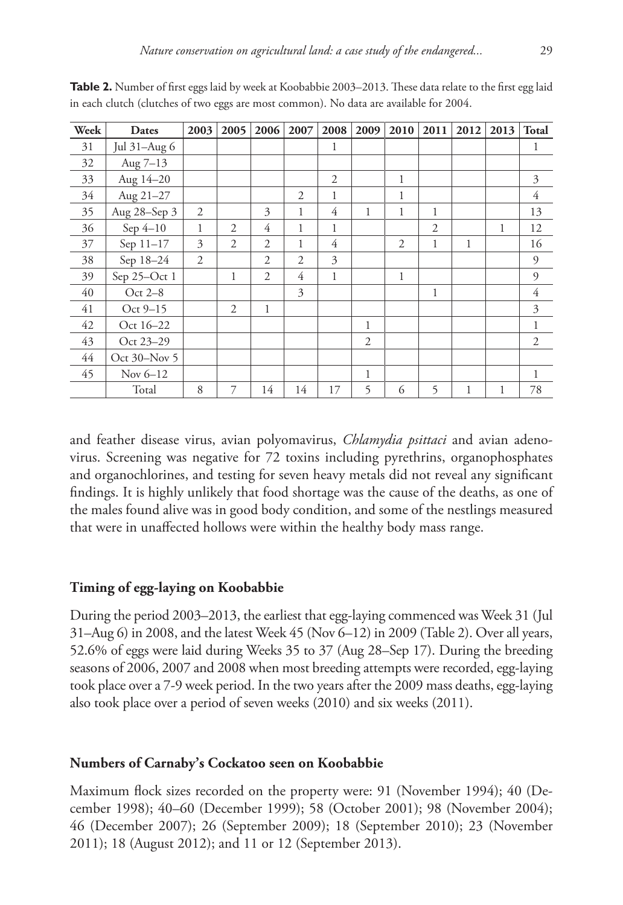**Table 2.** Number of first eggs laid by week at Koobabbie 2003–2013. These data relate to the first egg laid in each clutch (clutches of two eggs are most common). No data are available for 2004.

| Week | Dates | 2003 | 2005 | 2006 | 2007 | 2008 | 2009 | 2010 | 2011 | 2012 | 2013 | Total |
|---|---|---|---|---|---|---|---|---|---|---|---|---|
| 31 | Jul 31–Aug 6 | | | | | 1 | | | | | | 1 |
| 32 | Aug 7–13 | | | | | | | | | | | |
| 33 | Aug 14–20 | | | | | 2 | | 1 | | | | 3 |
| 34 | Aug 21–27 | | | | 2 | 1 | | 1 | | | | 4 |
| 35 | Aug 28–Sep 3 | 2 | | 3 | 1 | 4 | 1 | 1 | 1 | | | 13 |
| 36 | Sep 4–10 | 1 | 2 | 4 | 1 | 1 | | | 2 | | 1 | 12 |
| 37 | Sep 11–17 | 3 | 2 | 2 | 1 | 4 | | 2 | 1 | 1 | | 16 |
| 38 | Sep 18–24 | 2 | | 2 | 2 | 3 | | | | | | 9 |
| 39 | Sep 25–Oct 1 | | 1 | 2 | 4 | 1 | | 1 | | | | 9 |
| 40 | Oct 2–8 | | | | 3 | | | | 1 | | | 4 |
| 41 | Oct 9–15 | | 2 | 1 | | | | | | | | 3 |
| 42 | Oct 16–22 | | | | | | 1 | | | | | 1 |
| 43 | Oct 23–29 | | | | | | 2 | | | | | 2 |
| 44 | Oct 30–Nov 5 | | | | | | | | | | | |
| 45 | Nov 6–12 | | | | | | 1 | | | | | 1 |
| | Total | 8 | 7 | 14 | 14 | 17 | 5 | 6 | 5 | 1 | 1 | 78 |

and feather disease virus, avian polyomavirus, *Chlamydia psittaci* and avian adenovirus. Screening was negative for 72 toxins including pyrethrins, organophosphates and organochlorines, and testing for seven heavy metals did not reveal any significant findings. It is highly unlikely that food shortage was the cause of the deaths, as one of the males found alive was in good body condition, and some of the nestlings measured that were in unaffected hollows were within the healthy body mass range.

### Timing of egg-laying on Koobabbie

During the period 2003–2013, the earliest that egg-laying commenced was Week 31 (Jul 31–Aug 6) in 2008, and the latest Week 45 (Nov 6–12) in 2009 (Table 2). Over all years, 52.6% of eggs were laid during Weeks 35 to 37 (Aug 28–Sep 17). During the breeding seasons of 2006, 2007 and 2008 when most breeding attempts were recorded, egg-laying took place over a 7-9 week period. In the two years after the 2009 mass deaths, egg-laying also took place over a period of seven weeks (2010) and six weeks (2011).

### Numbers of Carnaby's Cockatoo seen on Koobabbie

Maximum flock sizes recorded on the property were: 91 (November 1994); 40 (December 1998); 40–60 (December 1999); 58 (October 2001); 98 (November 2004); 46 (December 2007); 26 (September 2009); 18 (September 2010); 23 (November 2011); 18 (August 2012); and 11 or 12 (September 2013).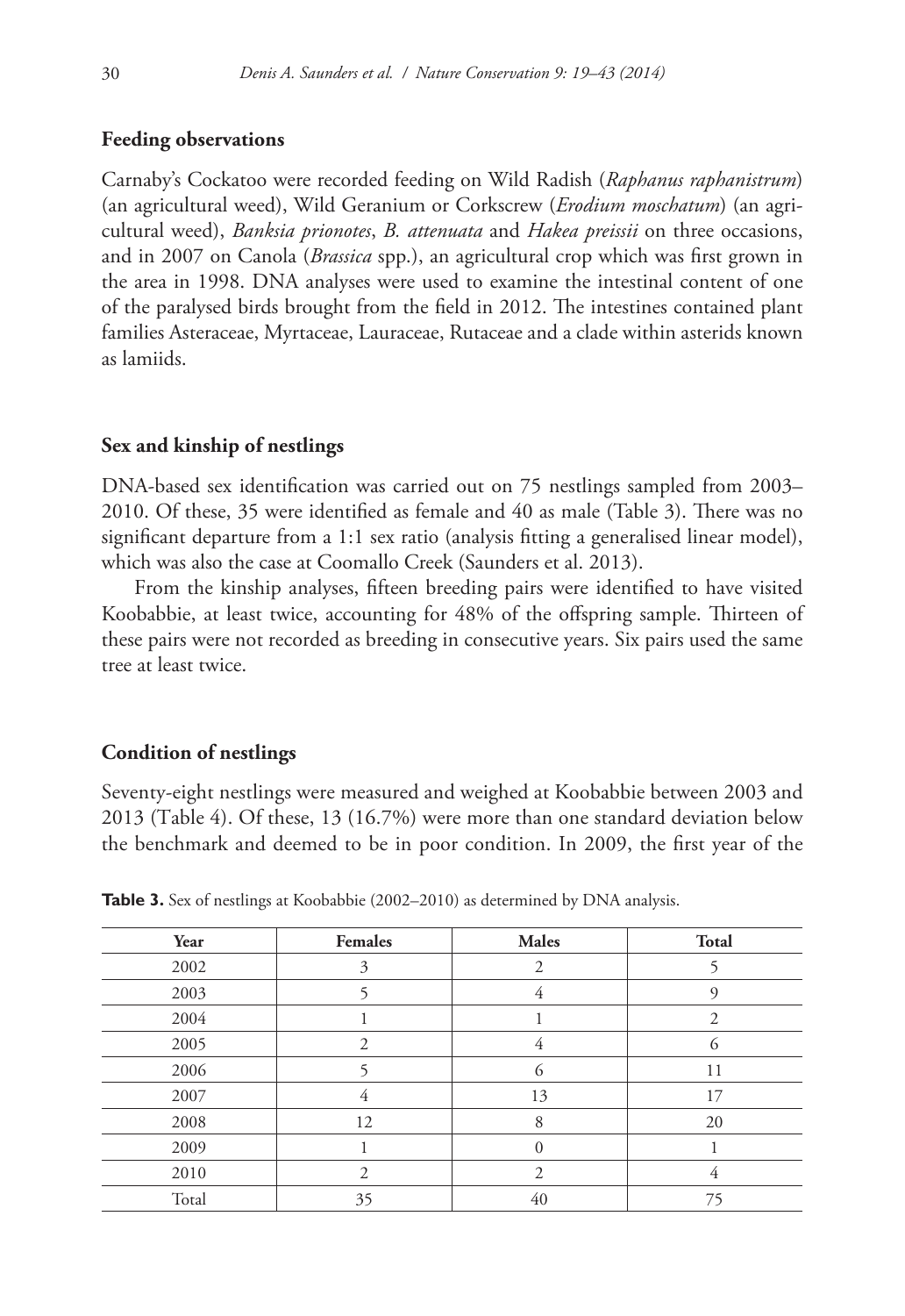### Feeding observations

Carnaby's Cockatoo were recorded feeding on Wild Radish (*Raphanus raphanistrum*) (an agricultural weed), Wild Geranium or Corkscrew (*Erodium moschatum*) (an agricultural weed), *Banksia prionotes*, *B. attenuata* and *Hakea preissii* on three occasions, and in 2007 on Canola (*Brassica* spp.), an agricultural crop which was first grown in the area in 1998. DNA analyses were used to examine the intestinal content of one of the paralysed birds brought from the field in 2012. The intestines contained plant families Asteraceae, Myrtaceae, Lauraceae, Rutaceae and a clade within asterids known as lamiids.

### Sex and kinship of nestlings

DNA-based sex identification was carried out on 75 nestlings sampled from 2003–2010. Of these, 35 were identified as female and 40 as male (Table 3). There was no significant departure from a 1:1 sex ratio (analysis fitting a generalised linear model), which was also the case at Coomallo Creek (Saunders et al. 2013).

From the kinship analyses, fifteen breeding pairs were identified to have visited Koobabbie, at least twice, accounting for 48% of the offspring sample. Thirteen of these pairs were not recorded as breeding in consecutive years. Six pairs used the same tree at least twice.

### Condition of nestlings

Seventy-eight nestlings were measured and weighed at Koobabbie between 2003 and 2013 (Table 4). Of these, 13 (16.7%) were more than one standard deviation below the benchmark and deemed to be in poor condition. In 2009, the first year of the

**Table 3.** Sex of nestlings at Koobabbie (2002–2010) as determined by DNA analysis.

| Year | Females | Males | Total |
|---|---|---|---|
| 2002 | 3 | 2 | 5 |
| 2003 | 5 | 4 | 9 |
| 2004 | 1 | 1 | 2 |
| 2005 | 2 | 4 | 6 |
| 2006 | 5 | 6 | 11 |
| 2007 | 4 | 13 | 17 |
| 2008 | 12 | 8 | 20 |
| 2009 | 1 | 0 | 1 |
| 2010 | 2 | 2 | 4 |
| Total | 35 | 40 | 75 |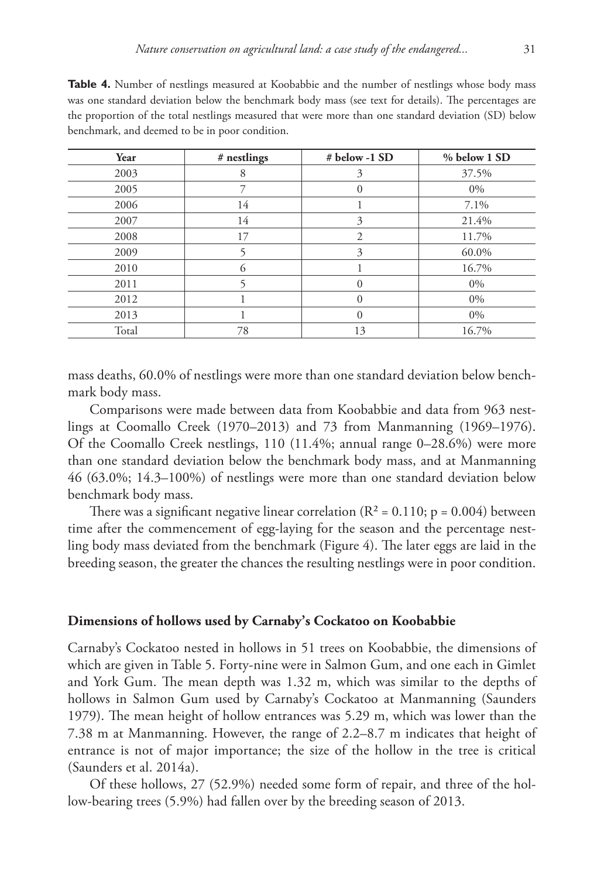**Table 4.** Number of nestlings measured at Koobabbie and the number of nestlings whose body mass was one standard deviation below the benchmark body mass (see text for details). The percentages are the proportion of the total nestlings measured that were more than one standard deviation (SD) below benchmark, and deemed to be in poor condition.

| Year | # nestlings | # below -1 SD | % below 1 SD |
|---|---|---|---|
| 2003 | 8 | 3 | 37.5% |
| 2005 | 7 | 0 | 0% |
| 2006 | 14 | 1 | 7.1% |
| 2007 | 14 | 3 | 21.4% |
| 2008 | 17 | 2 | 11.7% |
| 2009 | 5 | 3 | 60.0% |
| 2010 | 6 | 1 | 16.7% |
| 2011 | 5 | 0 | 0% |
| 2012 | 1 | 0 | 0% |
| 2013 | 1 | 0 | 0% |
| Total | 78 | 13 | 16.7% |

mass deaths, 60.0% of nestlings were more than one standard deviation below benchmark body mass.

Comparisons were made between data from Koobabbie and data from 963 nestlings at Coomallo Creek (1970–2013) and 73 from Manmanning (1969–1976). Of the Coomallo Creek nestlings, 110 (11.4%; annual range 0–28.6%) were more than one standard deviation below the benchmark body mass, and at Manmanning 46 (63.0%; 14.3–100%) of nestlings were more than one standard deviation below benchmark body mass.

There was a significant negative linear correlation ($R^2 = 0.110$; $p = 0.004$) between time after the commencement of egg-laying for the season and the percentage nestling body mass deviated from the benchmark (Figure 4). The later eggs are laid in the breeding season, the greater the chances the resulting nestlings were in poor condition.

## Dimensions of hollows used by Carnaby's Cockatoo on Koobabbie

Carnaby's Cockatoo nested in hollows in 51 trees on Koobabbie, the dimensions of which are given in Table 5. Forty-nine were in Salmon Gum, and one each in Gimlet and York Gum. The mean depth was 1.32 m, which was similar to the depths of hollows in Salmon Gum used by Carnaby's Cockatoo at Manmanning (Saunders 1979). The mean height of hollow entrances was 5.29 m, which was lower than the 7.38 m at Manmanning. However, the range of 2.2–8.7 m indicates that height of entrance is not of major importance; the size of the hollow in the tree is critical (Saunders et al. 2014a).

Of these hollows, 27 (52.9%) needed some form of repair, and three of the hollow-bearing trees (5.9%) had fallen over by the breeding season of 2013.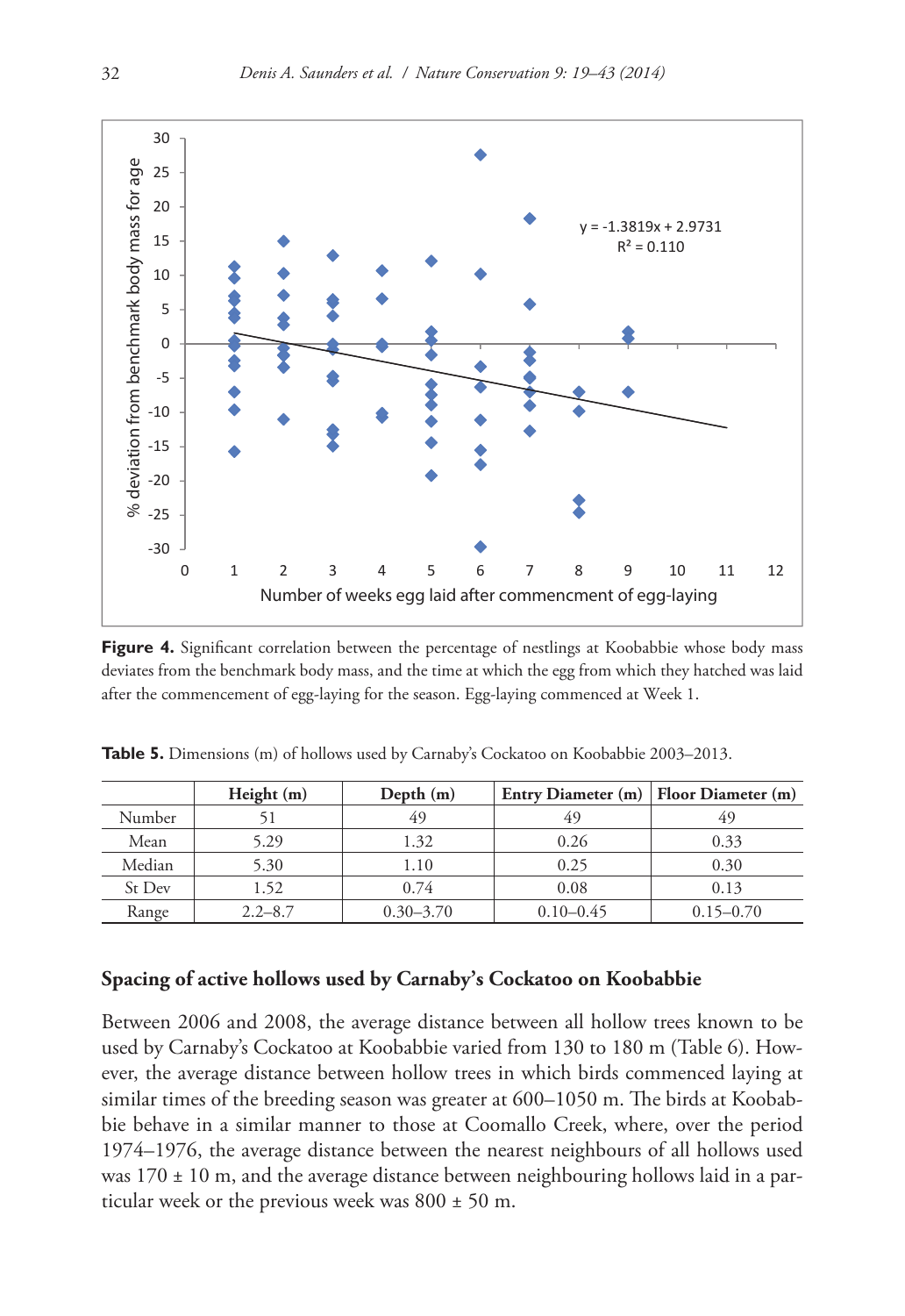**Figure 4.** Significant correlation between the percentage of nestlings at Koobabbie whose body mass deviates from the benchmark body mass, and the time at which the egg from which they hatched was laid after the commencement of egg-laying for the season. Egg-laying commenced at Week 1.

**Table 5.** Dimensions (m) of hollows used by Carnaby's Cockatoo on Koobabbie 2003–2013.

| | Height (m) | Depth (m) | Entry Diameter (m) | Floor Diameter (m) |
|---|---|---|---|---|
| Number | 51 | 49 | 49 | 49 |
| Mean | 5.29 | 1.32 | 0.26 | 0.33 |
| Median | 5.30 | 1.10 | 0.25 | 0.30 |
| St Dev | 1.52 | 0.74 | 0.08 | 0.13 |
| Range | 2.2–8.7 | 0.30–3.70 | 0.10–0.45 | 0.15–0.70 |

### Spacing of active hollows used by Carnaby's Cockatoo on Koobabbie

Between 2006 and 2008, the average distance between all hollow trees known to be used by Carnaby's Cockatoo at Koobabbie varied from 130 to 180 m (Table 6). However, the average distance between hollow trees in which birds commenced laying at similar times of the breeding season was greater at 600–1050 m. The birds at Koobabbie behave in a similar manner to those at Coomallo Creek, where, over the period 1974–1976, the average distance between the nearest neighbours of all hollows used was 170 ± 10 m, and the average distance between neighbouring hollows laid in a particular week or the previous week was 800 ± 50 m.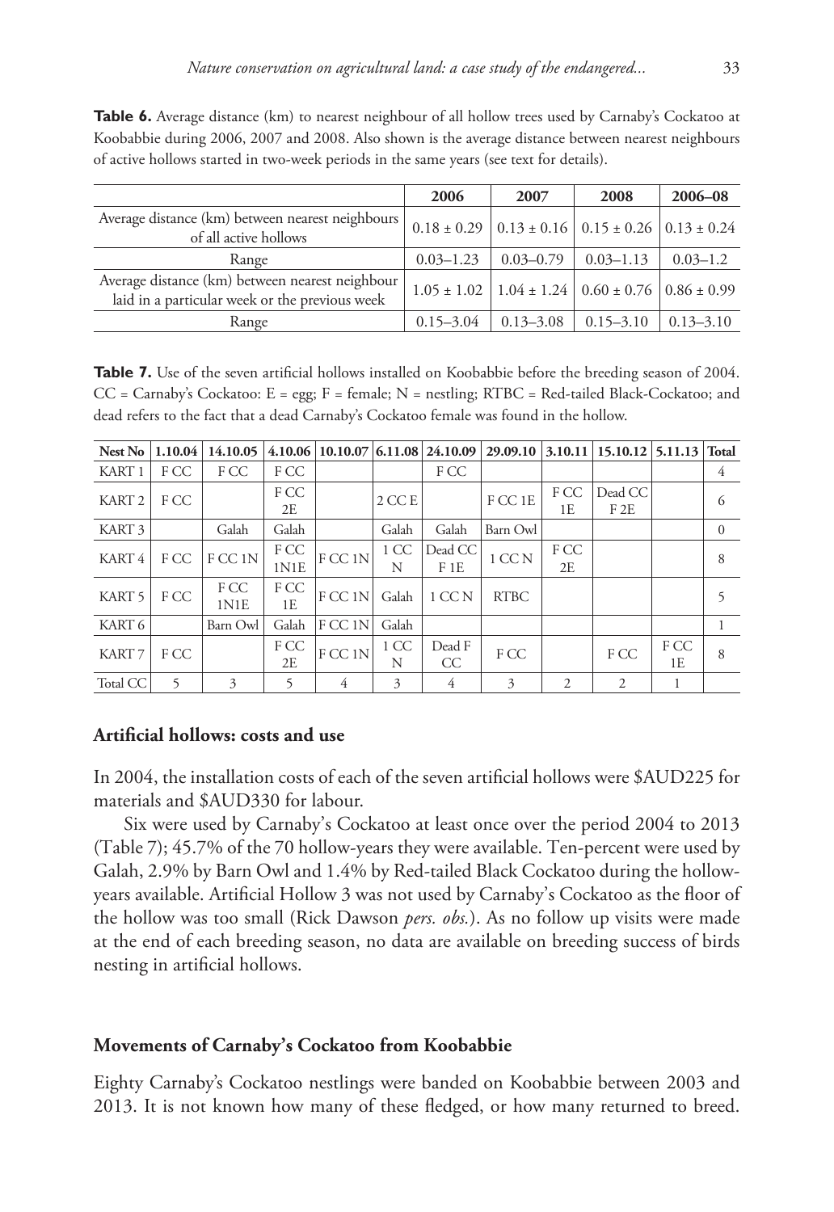**Table 6.** Average distance (km) to nearest neighbour of all hollow trees used by Carnaby's Cockatoo at Koobabbie during 2006, 2007 and 2008. Also shown is the average distance between nearest neighbours of active hollows started in two-week periods in the same years (see text for details).

| | 2006 | 2007 | 2008 | 2006–08 |
|---|---|---|---|---|
| Average distance (km) between nearest neighbours of all active hollows | 0.18 ± 0.29 | 0.13 ± 0.16 | 0.15 ± 0.26 | 0.13 ± 0.24 |
| Range | 0.03–1.23 | 0.03–0.79 | 0.03–1.13 | 0.03–1.2 |
| Average distance (km) between nearest neighbour laid in a particular week or the previous week | 1.05 ± 1.02 | 1.04 ± 1.24 | 0.60 ± 0.76 | 0.86 ± 0.99 |
| Range | 0.15–3.04 | 0.13–3.08 | 0.15–3.10 | 0.13–3.10 |

**Table 7.** Use of the seven artificial hollows installed on Koobabbie before the breeding season of 2004. CC = Carnaby's Cockatoo: E = egg; F = female; N = nestling; RTBC = Red-tailed Black-Cockatoo; and dead refers to the fact that a dead Carnaby's Cockatoo female was found in the hollow.

| Nest No | 1.10.04 | 14.10.05 | 4.10.06 | 10.10.07 | 6.11.08 | 24.10.09 | 29.09.10 | 3.10.11 | 15.10.12 | 5.11.13 | Total |
|---|---|---|---|---|---|---|---|---|---|---|---|
| KART 1 | F CC | F CC | F CC | | | F CC | | | | | 4 |
| KART 2 | F CC | | F CC 2E | | 2 CC E | | F CC 1E | F CC 1E | Dead CC F 2E | | 6 |
| KART 3 | | Galah | Galah | | Galah | Galah | Barn Owl | | | | 0 |
| KART 4 | F CC | F CC 1N | F CC 1N1E | F CC 1N | 1 CC N | Dead CC F 1E | 1 CC N | F CC 2E | | | 8 |
| KART 5 | F CC | F CC 1N1E | F CC 1E | F CC 1N | Galah | 1 CC N | RTBC | | | | 5 |
| KART 6 | | Barn Owl | Galah | F CC 1N | Galah | | | | | | 1 |
| KART 7 | F CC | | F CC 2E | F CC 1N | 1 CC N | Dead F CC | F CC | | F CC | F CC 1E | 8 |
| Total CC | 5 | 3 | 5 | 4 | 3 | 4 | 3 | 2 | 2 | 1 | |

### Artificial hollows: costs and use

In 2004, the installation costs of each of the seven artificial hollows were $AUD225 for materials and $AUD330 for labour.

Six were used by Carnaby's Cockatoo at least once over the period 2004 to 2013 (Table 7); 45.7% of the 70 hollow-years they were available. Ten-percent were used by Galah, 2.9% by Barn Owl and 1.4% by Red-tailed Black Cockatoo during the hollow-years available. Artificial Hollow 3 was not used by Carnaby's Cockatoo as the floor of the hollow was too small (Rick Dawson *pers. obs.*). As no follow up visits were made at the end of each breeding season, no data are available on breeding success of birds nesting in artificial hollows.

### Movements of Carnaby's Cockatoo from Koobabbie

Eighty Carnaby's Cockatoo nestlings were banded on Koobabbie between 2003 and 2013. It is not known how many of these fledged, or how many returned to breed.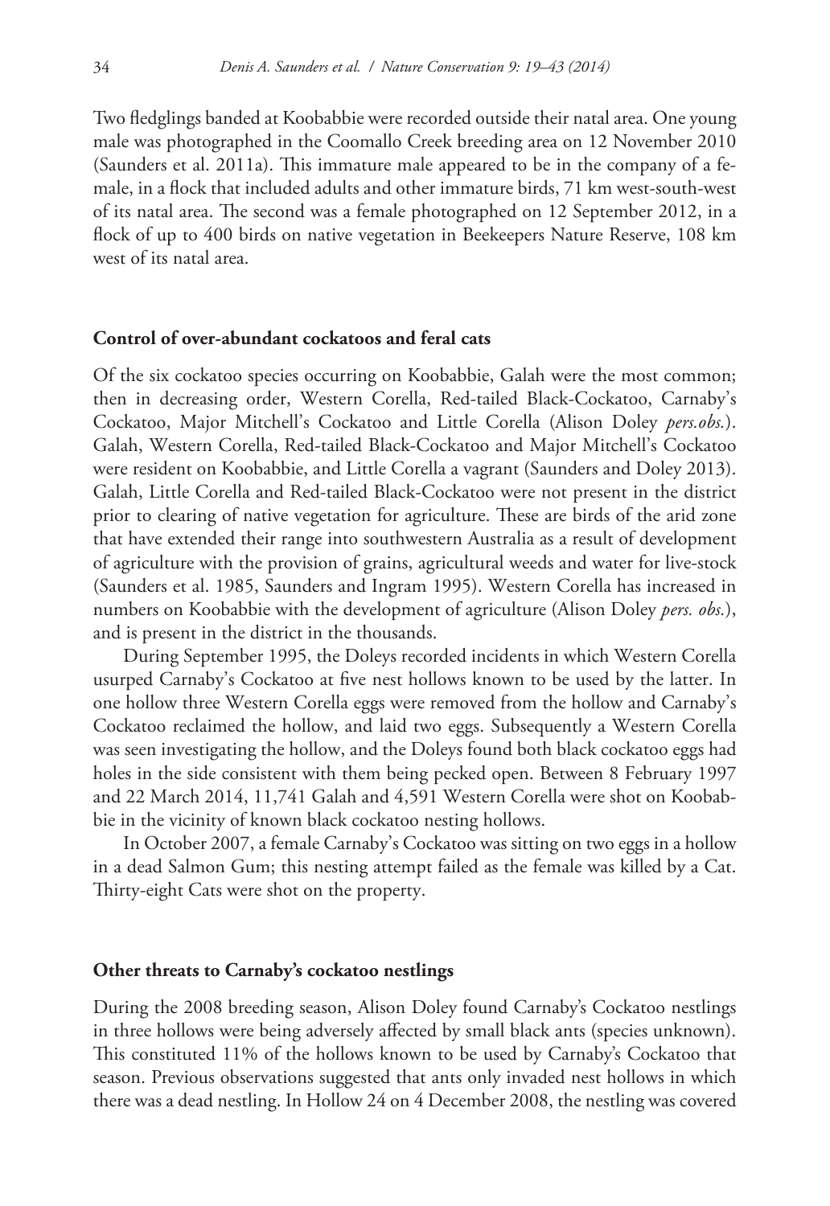Two fledglings banded at Koobabbie were recorded outside their natal area. One young male was photographed in the Coomallo Creek breeding area on 12 November 2010 (Saunders et al. 2011a). This immature male appeared to be in the company of a female, in a flock that included adults and other immature birds, 71 km west-south-west of its natal area. The second was a female photographed on 12 September 2012, in a flock of up to 400 birds on native vegetation in Beekeepers Nature Reserve, 108 km west of its natal area.

### Control of over-abundant cockatoos and feral cats

Of the six cockatoo species occurring on Koobabbie, Galah were the most common; then in decreasing order, Western Corella, Red-tailed Black-Cockatoo, Carnaby's Cockatoo, Major Mitchell's Cockatoo and Little Corella (Alison Doley *pers.obs.*). Galah, Western Corella, Red-tailed Black-Cockatoo and Major Mitchell's Cockatoo were resident on Koobabbie, and Little Corella a vagrant (Saunders and Doley 2013). Galah, Little Corella and Red-tailed Black-Cockatoo were not present in the district prior to clearing of native vegetation for agriculture. These are birds of the arid zone that have extended their range into southwestern Australia as a result of development of agriculture with the provision of grains, agricultural weeds and water for live-stock (Saunders et al. 1985, Saunders and Ingram 1995). Western Corella has increased in numbers on Koobabbie with the development of agriculture (Alison Doley *pers. obs.*), and is present in the district in the thousands.

During September 1995, the Doleys recorded incidents in which Western Corella usurped Carnaby's Cockatoo at five nest hollows known to be used by the latter. In one hollow three Western Corella eggs were removed from the hollow and Carnaby's Cockatoo reclaimed the hollow, and laid two eggs. Subsequently a Western Corella was seen investigating the hollow, and the Doleys found both black cockatoo eggs had holes in the side consistent with them being pecked open. Between 8 February 1997 and 22 March 2014, 11,741 Galah and 4,591 Western Corella were shot on Koobabbie in the vicinity of known black cockatoo nesting hollows.

In October 2007, a female Carnaby's Cockatoo was sitting on two eggs in a hollow in a dead Salmon Gum; this nesting attempt failed as the female was killed by a Cat. Thirty-eight Cats were shot on the property.

### Other threats to Carnaby's cockatoo nestlings

During the 2008 breeding season, Alison Doley found Carnaby's Cockatoo nestlings in three hollows were being adversely affected by small black ants (species unknown). This constituted 11% of the hollows known to be used by Carnaby's Cockatoo that season. Previous observations suggested that ants only invaded nest hollows in which there was a dead nestling. In Hollow 24 on 4 December 2008, the nestling was covered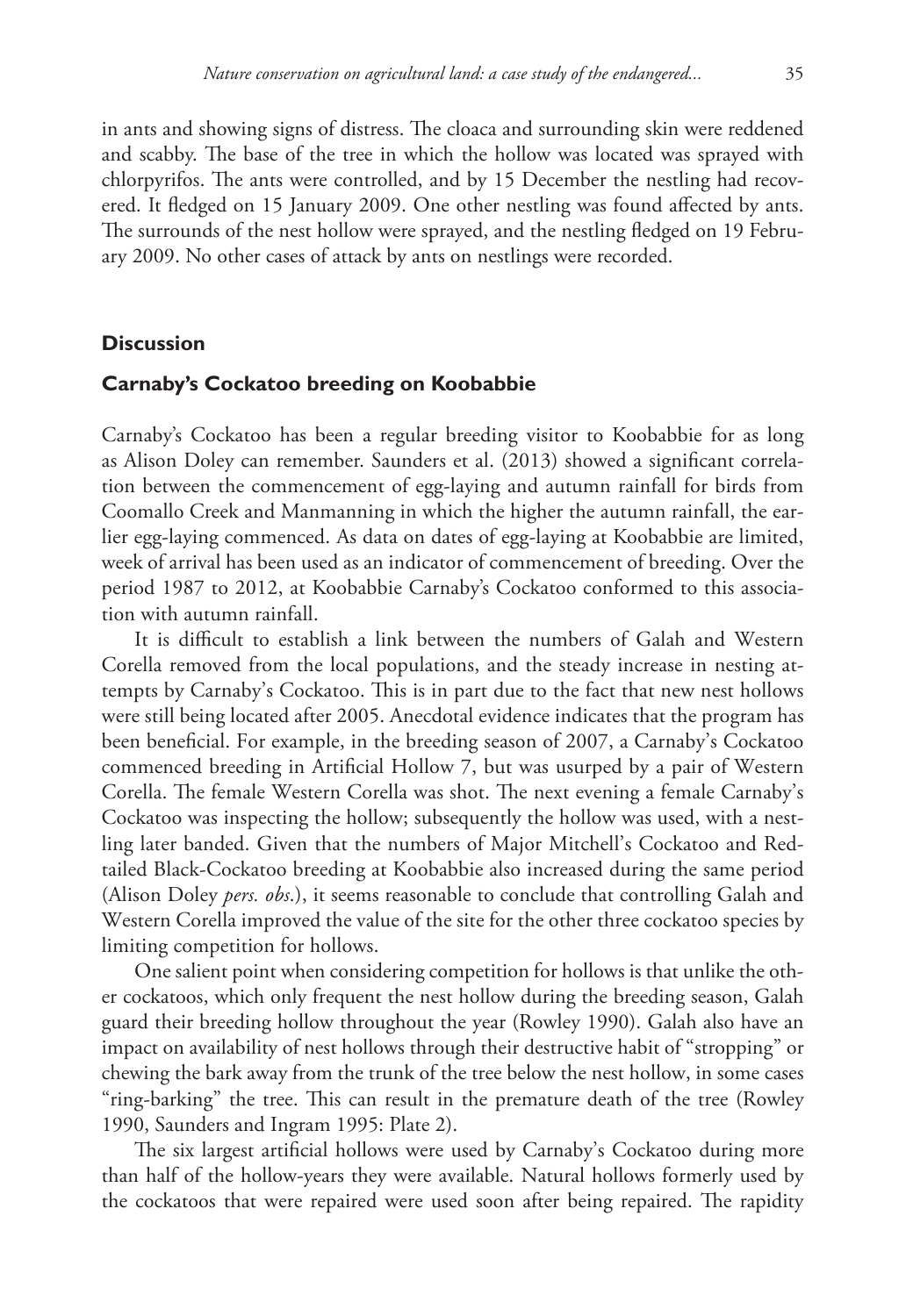in ants and showing signs of distress. The cloaca and surrounding skin were reddened and scabby. The base of the tree in which the hollow was located was sprayed with chlorpyrifos. The ants were controlled, and by 15 December the nestling had recovered. It fledged on 15 January 2009. One other nestling was found affected by ants. The surrounds of the nest hollow were sprayed, and the nestling fledged on 19 February 2009. No other cases of attack by ants on nestlings were recorded.

## Discussion

### Carnaby's Cockatoo breeding on Koobabbie

Carnaby's Cockatoo has been a regular breeding visitor to Koobabbie for as long as Alison Doley can remember. Saunders et al. (2013) showed a significant correlation between the commencement of egg-laying and autumn rainfall for birds from Coomallo Creek and Manmanning in which the higher the autumn rainfall, the earlier egg-laying commenced. As data on dates of egg-laying at Koobabbie are limited, week of arrival has been used as an indicator of commencement of breeding. Over the period 1987 to 2012, at Koobabbie Carnaby's Cockatoo conformed to this association with autumn rainfall.

It is difficult to establish a link between the numbers of Galah and Western Corella removed from the local populations, and the steady increase in nesting attempts by Carnaby's Cockatoo. This is in part due to the fact that new nest hollows were still being located after 2005. Anecdotal evidence indicates that the program has been beneficial. For example, in the breeding season of 2007, a Carnaby's Cockatoo commenced breeding in Artificial Hollow 7, but was usurped by a pair of Western Corella. The female Western Corella was shot. The next evening a female Carnaby's Cockatoo was inspecting the hollow; subsequently the hollow was used, with a nestling later banded. Given that the numbers of Major Mitchell's Cockatoo and Red-tailed Black-Cockatoo breeding at Koobabbie also increased during the same period (Alison Doley *pers. obs.*), it seems reasonable to conclude that controlling Galah and Western Corella improved the value of the site for the other three cockatoo species by limiting competition for hollows.

One salient point when considering competition for hollows is that unlike the other cockatoos, which only frequent the nest hollow during the breeding season, Galah guard their breeding hollow throughout the year (Rowley 1990). Galah also have an impact on availability of nest hollows through their destructive habit of "stropping" or chewing the bark away from the trunk of the tree below the nest hollow, in some cases "ring-barking" the tree. This can result in the premature death of the tree (Rowley 1990, Saunders and Ingram 1995: Plate 2).

The six largest artificial hollows were used by Carnaby's Cockatoo during more than half of the hollow-years they were available. Natural hollows formerly used by the cockatoos that were repaired were used soon after being repaired. The rapidity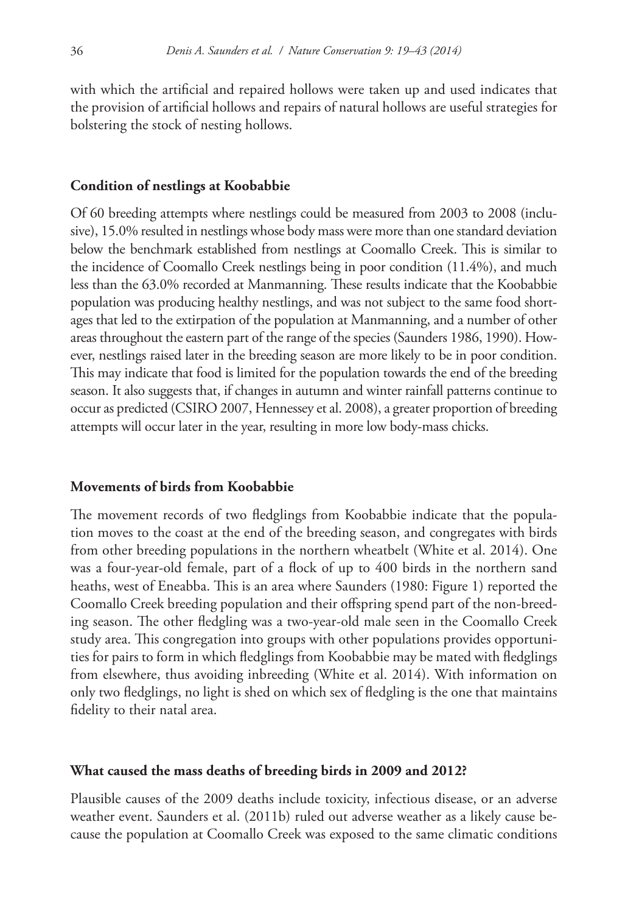with which the artificial and repaired hollows were taken up and used indicates that the provision of artificial hollows and repairs of natural hollows are useful strategies for bolstering the stock of nesting hollows.

### Condition of nestlings at Koobabbie

Of 60 breeding attempts where nestlings could be measured from 2003 to 2008 (inclusive), 15.0% resulted in nestlings whose body mass were more than one standard deviation below the benchmark established from nestlings at Coomallo Creek. This is similar to the incidence of Coomallo Creek nestlings being in poor condition (11.4%), and much less than the 63.0% recorded at Manmanning. These results indicate that the Koobabbie population was producing healthy nestlings, and was not subject to the same food shortages that led to the extirpation of the population at Manmanning, and a number of other areas throughout the eastern part of the range of the species (Saunders 1986, 1990). However, nestlings raised later in the breeding season are more likely to be in poor condition. This may indicate that food is limited for the population towards the end of the breeding season. It also suggests that, if changes in autumn and winter rainfall patterns continue to occur as predicted (CSIRO 2007, Hennessey et al. 2008), a greater proportion of breeding attempts will occur later in the year, resulting in more low body-mass chicks.

### Movements of birds from Koobabbie

The movement records of two fledglings from Koobabbie indicate that the population moves to the coast at the end of the breeding season, and congregates with birds from other breeding populations in the northern wheatbelt (White et al. 2014). One was a four-year-old female, part of a flock of up to 400 birds in the northern sand heaths, west of Eneabba. This is an area where Saunders (1980: Figure 1) reported the Coomallo Creek breeding population and their offspring spend part of the non-breeding season. The other fledgling was a two-year-old male seen in the Coomallo Creek study area. This congregation into groups with other populations provides opportunities for pairs to form in which fledglings from Koobabbie may be mated with fledglings from elsewhere, thus avoiding inbreeding (White et al. 2014). With information on only two fledglings, no light is shed on which sex of fledgling is the one that maintains fidelity to their natal area.

### What caused the mass deaths of breeding birds in 2009 and 2012?

Plausible causes of the 2009 deaths include toxicity, infectious disease, or an adverse weather event. Saunders et al. (2011b) ruled out adverse weather as a likely cause because the population at Coomallo Creek was exposed to the same climatic conditions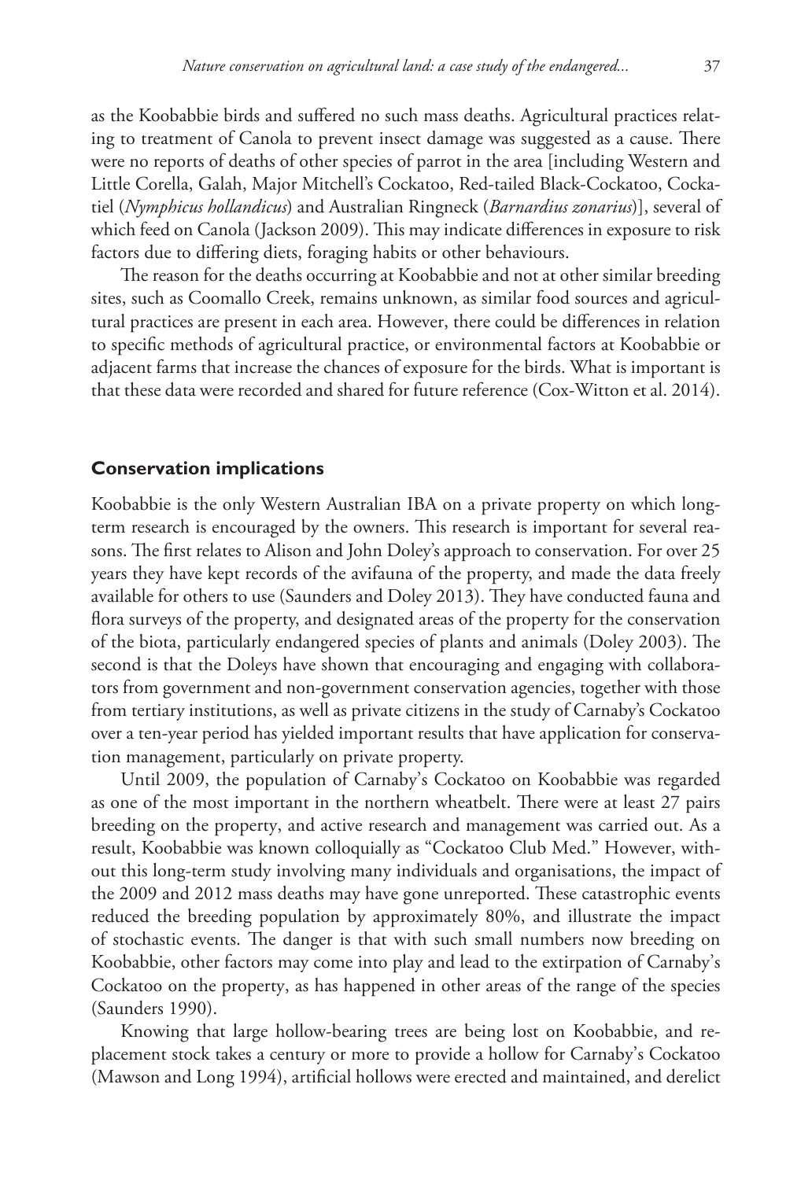as the Koobabbie birds and suffered no such mass deaths. Agricultural practices relating to treatment of Canola to prevent insect damage was suggested as a cause. There were no reports of deaths of other species of parrot in the area [including Western and Little Corella, Galah, Major Mitchell's Cockatoo, Red-tailed Black-Cockatoo, Cockatiel (*Nymphicus hollandicus*) and Australian Ringneck (*Barnardius zonarius*)], several of which feed on Canola (Jackson 2009). This may indicate differences in exposure to risk factors due to differing diets, foraging habits or other behaviours.

The reason for the deaths occurring at Koobabbie and not at other similar breeding sites, such as Coomallo Creek, remains unknown, as similar food sources and agricultural practices are present in each area. However, there could be differences in relation to specific methods of agricultural practice, or environmental factors at Koobabbie or adjacent farms that increase the chances of exposure for the birds. What is important is that these data were recorded and shared for future reference (Cox-Witton et al. 2014).

## Conservation implications

Koobabbie is the only Western Australian IBA on a private property on which long-term research is encouraged by the owners. This research is important for several reasons. The first relates to Alison and John Doley's approach to conservation. For over 25 years they have kept records of the avifauna of the property, and made the data freely available for others to use (Saunders and Doley 2013). They have conducted fauna and flora surveys of the property, and designated areas of the property for the conservation of the biota, particularly endangered species of plants and animals (Doley 2003). The second is that the Doleys have shown that encouraging and engaging with collaborators from government and non-government conservation agencies, together with those from tertiary institutions, as well as private citizens in the study of Carnaby's Cockatoo over a ten-year period has yielded important results that have application for conservation management, particularly on private property.

Until 2009, the population of Carnaby's Cockatoo on Koobabbie was regarded as one of the most important in the northern wheatbelt. There were at least 27 pairs breeding on the property, and active research and management was carried out. As a result, Koobabbie was known colloquially as "Cockatoo Club Med." However, without this long-term study involving many individuals and organisations, the impact of the 2009 and 2012 mass deaths may have gone unreported. These catastrophic events reduced the breeding population by approximately 80%, and illustrate the impact of stochastic events. The danger is that with such small numbers now breeding on Koobabbie, other factors may come into play and lead to the extirpation of Carnaby's Cockatoo on the property, as has happened in other areas of the range of the species (Saunders 1990).

Knowing that large hollow-bearing trees are being lost on Koobabbie, and replacement stock takes a century or more to provide a hollow for Carnaby's Cockatoo (Mawson and Long 1994), artificial hollows were erected and maintained, and derelict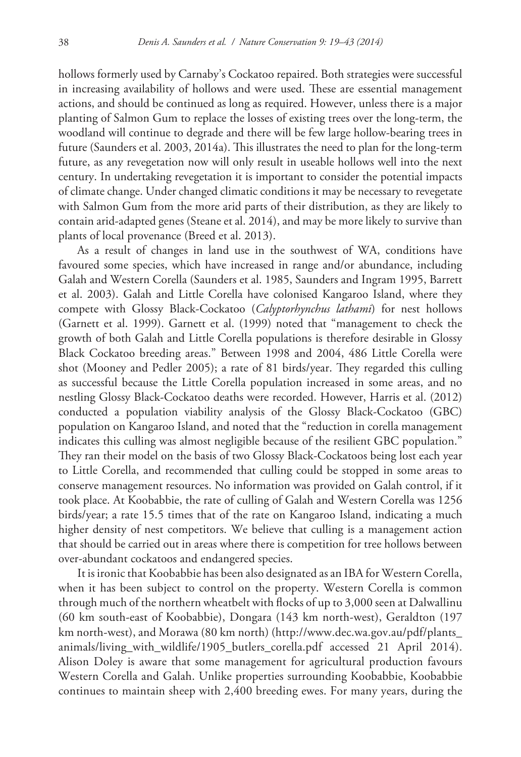hollows formerly used by Carnaby's Cockatoo repaired. Both strategies were successful in increasing availability of hollows and were used. These are essential management actions, and should be continued as long as required. However, unless there is a major planting of Salmon Gum to replace the losses of existing trees over the long-term, the woodland will continue to degrade and there will be few large hollow-bearing trees in future (Saunders et al. 2003, 2014a). This illustrates the need to plan for the long-term future, as any revegetation now will only result in useable hollows well into the next century. In undertaking revegetation it is important to consider the potential impacts of climate change. Under changed climatic conditions it may be necessary to revegetate with Salmon Gum from the more arid parts of their distribution, as they are likely to contain arid-adapted genes (Steane et al. 2014), and may be more likely to survive than plants of local provenance (Breed et al. 2013).

As a result of changes in land use in the southwest of WA, conditions have favoured some species, which have increased in range and/or abundance, including Galah and Western Corella (Saunders et al. 1985, Saunders and Ingram 1995, Barrett et al. 2003). Galah and Little Corella have colonised Kangaroo Island, where they compete with Glossy Black-Cockatoo (*Calyptorhynchus lathami*) for nest hollows (Garnett et al. 1999). Garnett et al. (1999) noted that "management to check the growth of both Galah and Little Corella populations is therefore desirable in Glossy Black Cockatoo breeding areas." Between 1998 and 2004, 486 Little Corella were shot (Mooney and Pedler 2005); a rate of 81 birds/year. They regarded this culling as successful because the Little Corella population increased in some areas, and no nestling Glossy Black-Cockatoo deaths were recorded. However, Harris et al. (2012) conducted a population viability analysis of the Glossy Black-Cockatoo (GBC) population on Kangaroo Island, and noted that the "reduction in corella management indicates this culling was almost negligible because of the resilient GBC population." They ran their model on the basis of two Glossy Black-Cockatoos being lost each year to Little Corella, and recommended that culling could be stopped in some areas to conserve management resources. No information was provided on Galah control, if it took place. At Koobabbie, the rate of culling of Galah and Western Corella was 1256 birds/year; a rate 15.5 times that of the rate on Kangaroo Island, indicating a much higher density of nest competitors. We believe that culling is a management action that should be carried out in areas where there is competition for tree hollows between over-abundant cockatoos and endangered species.

It is ironic that Koobabbie has been also designated as an IBA for Western Corella, when it has been subject to control on the property. Western Corella is common through much of the northern wheatbelt with flocks of up to 3,000 seen at Dalwallinu (60 km south-east of Koobabbie), Dongara (143 km north-west), Geraldton (197 km north-west), and Morawa (80 km north) (http://www.dec.wa.gov.au/pdf/plants_animals/living_with_wildlife/1905_butlers_corella.pdf accessed 21 April 2014). Alison Doley is aware that some management for agricultural production favours Western Corella and Galah. Unlike properties surrounding Koobabbie, Koobabbie continues to maintain sheep with 2,400 breeding ewes. For many years, during the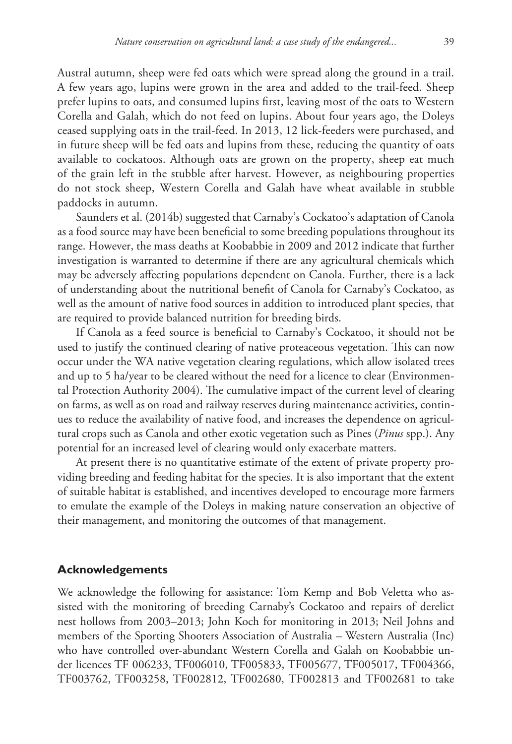Austral autumn, sheep were fed oats which were spread along the ground in a trail. A few years ago, lupins were grown in the area and added to the trail-feed. Sheep prefer lupins to oats, and consumed lupins first, leaving most of the oats to Western Corella and Galah, which do not feed on lupins. About four years ago, the Doleys ceased supplying oats in the trail-feed. In 2013, 12 lick-feeders were purchased, and in future sheep will be fed oats and lupins from these, reducing the quantity of oats available to cockatoos. Although oats are grown on the property, sheep eat much of the grain left in the stubble after harvest. However, as neighbouring properties do not stock sheep, Western Corella and Galah have wheat available in stubble paddocks in autumn.

Saunders et al. (2014b) suggested that Carnaby's Cockatoo's adaptation of Canola as a food source may have been beneficial to some breeding populations throughout its range. However, the mass deaths at Koobabbie in 2009 and 2012 indicate that further investigation is warranted to determine if there are any agricultural chemicals which may be adversely affecting populations dependent on Canola. Further, there is a lack of understanding about the nutritional benefit of Canola for Carnaby's Cockatoo, as well as the amount of native food sources in addition to introduced plant species, that are required to provide balanced nutrition for breeding birds.

If Canola as a feed source is beneficial to Carnaby's Cockatoo, it should not be used to justify the continued clearing of native proteaceous vegetation. This can now occur under the WA native vegetation clearing regulations, which allow isolated trees and up to 5 ha/year to be cleared without the need for a licence to clear (Environmental Protection Authority 2004). The cumulative impact of the current level of clearing on farms, as well as on road and railway reserves during maintenance activities, continues to reduce the availability of native food, and increases the dependence on agricultural crops such as Canola and other exotic vegetation such as Pines (*Pinus* spp.). Any potential for an increased level of clearing would only exacerbate matters.

At present there is no quantitative estimate of the extent of private property providing breeding and feeding habitat for the species. It is also important that the extent of suitable habitat is established, and incentives developed to encourage more farmers to emulate the example of the Doleys in making nature conservation an objective of their management, and monitoring the outcomes of that management.

## Acknowledgements

We acknowledge the following for assistance: Tom Kemp and Bob Veletta who assisted with the monitoring of breeding Carnaby's Cockatoo and repairs of derelict nest hollows from 2003–2013; John Koch for monitoring in 2013; Neil Johns and members of the Sporting Shooters Association of Australia – Western Australia (Inc) who have controlled over-abundant Western Corella and Galah on Koobabbie under licences TF 006233, TF006010, TF005833, TF005677, TF005017, TF004366, TF003762, TF003258, TF002812, TF002680, TF002813 and TF002681 to take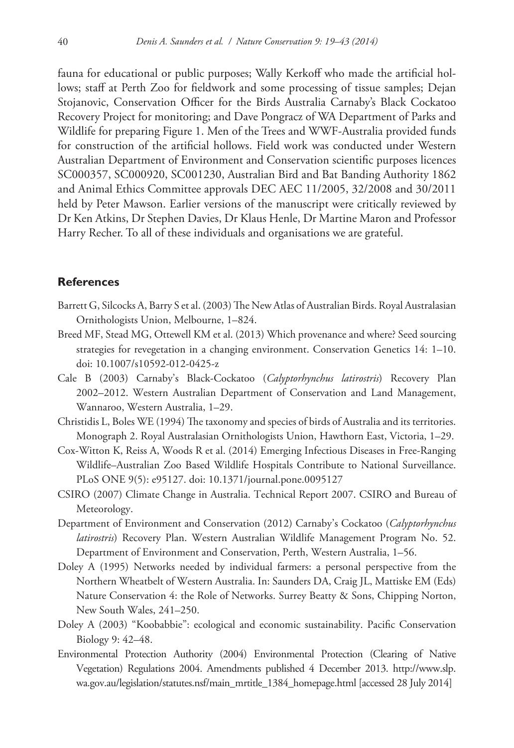fauna for educational or public purposes; Wally Kerkoff who made the artificial hollows; staff at Perth Zoo for fieldwork and some processing of tissue samples; Dejan Stojanovic, Conservation Officer for the Birds Australia Carnaby's Black Cockatoo Recovery Project for monitoring; and Dave Pongracz of WA Department of Parks and Wildlife for preparing Figure 1. Men of the Trees and WWF-Australia provided funds for construction of the artificial hollows. Field work was conducted under Western Australian Department of Environment and Conservation scientific purposes licences SC000357, SC000920, SC001230, Australian Bird and Bat Banding Authority 1862 and Animal Ethics Committee approvals DEC AEC 11/2005, 32/2008 and 30/2011 held by Peter Mawson. Earlier versions of the manuscript were critically reviewed by Dr Ken Atkins, Dr Stephen Davies, Dr Klaus Henle, Dr Martine Maron and Professor Harry Recher. To all of these individuals and organisations we are grateful.

## References

Barrett G, Silcocks A, Barry S et al. (2003) The New Atlas of Australian Birds. Royal Australasian Ornithologists Union, Melbourne, 1–824.

Breed MF, Stead MG, Ottewell KM et al. (2013) Which provenance and where? Seed sourcing strategies for revegetation in a changing environment. Conservation Genetics 14: 1–10. doi: 10.1007/s10592-012-0425-z

Cale B (2003) Carnaby's Black-Cockatoo (*Calyptorhynchus latirostris*) Recovery Plan 2002–2012. Western Australian Department of Conservation and Land Management, Wannaroo, Western Australia, 1–29.

Christidis L, Boles WE (1994) The taxonomy and species of birds of Australia and its territories. Monograph 2. Royal Australasian Ornithologists Union, Hawthorn East, Victoria, 1–29.

Cox-Witton K, Reiss A, Woods R et al. (2014) Emerging Infectious Diseases in Free-Ranging Wildlife–Australian Zoo Based Wildlife Hospitals Contribute to National Surveillance. PLoS ONE 9(5): e95127. doi: 10.1371/journal.pone.0095127

CSIRO (2007) Climate Change in Australia. Technical Report 2007. CSIRO and Bureau of Meteorology.

Department of Environment and Conservation (2012) Carnaby's Cockatoo (*Calyptorhynchus latirostris*) Recovery Plan. Western Australian Wildlife Management Program No. 52. Department of Environment and Conservation, Perth, Western Australia, 1–56.

Doley A (1995) Networks needed by individual farmers: a personal perspective from the Northern Wheatbelt of Western Australia. In: Saunders DA, Craig JL, Mattiske EM (Eds) Nature Conservation 4: the Role of Networks. Surrey Beatty & Sons, Chipping Norton, New South Wales, 241–250.

Doley A (2003) "Koobabbie": ecological and economic sustainability. Pacific Conservation Biology 9: 42–48.

Environmental Protection Authority (2004) Environmental Protection (Clearing of Native Vegetation) Regulations 2004. Amendments published 4 December 2013. http://www.slp.wa.gov.au/legislation/statutes.nsf/main_mrtitle_1384_homepage.html [accessed 28 July 2014]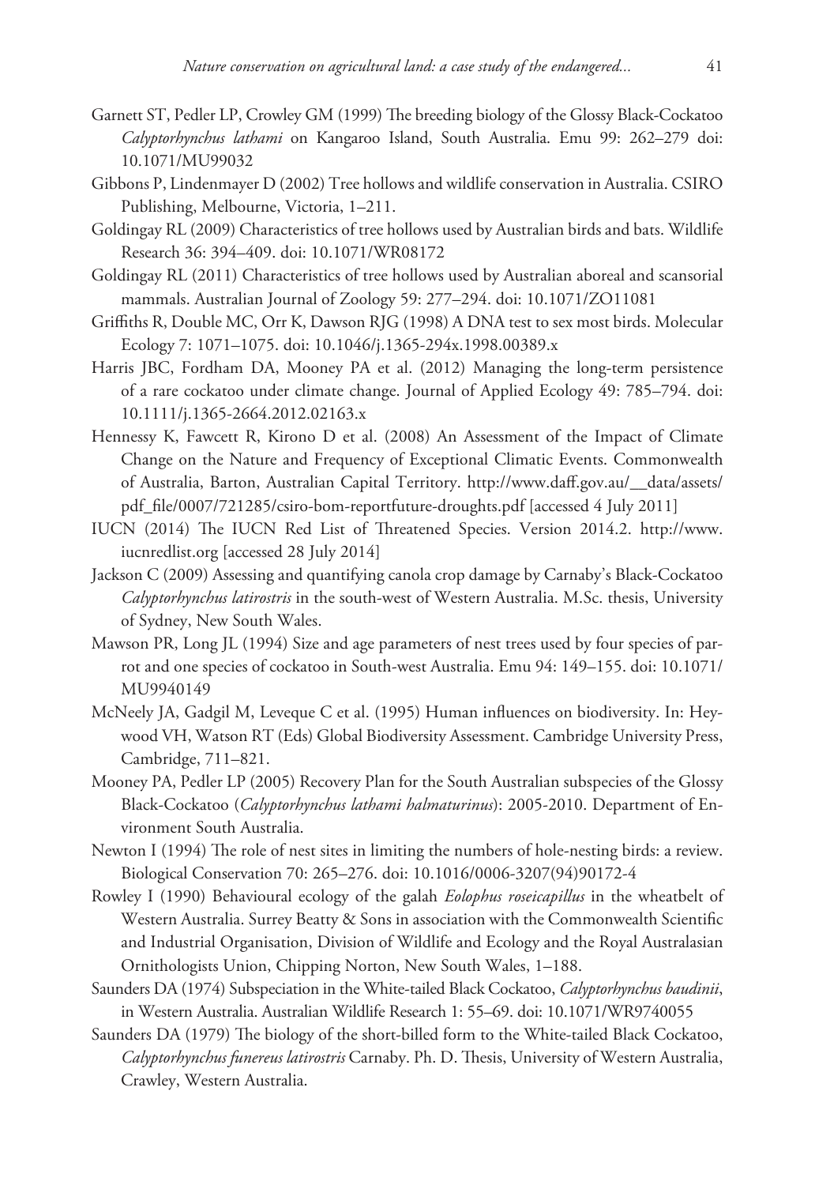Garnett ST, Pedler LP, Crowley GM (1999) The breeding biology of the Glossy Black-Cockatoo *Calyptorhynchus lathami* on Kangaroo Island, South Australia. Emu 99: 262–279 doi: 10.1071/MU99032

Gibbons P, Lindenmayer D (2002) Tree hollows and wildlife conservation in Australia. CSIRO Publishing, Melbourne, Victoria, 1–211.

Goldingay RL (2009) Characteristics of tree hollows used by Australian birds and bats. Wildlife Research 36: 394–409. doi: 10.1071/WR08172

Goldingay RL (2011) Characteristics of tree hollows used by Australian aboreal and scansorial mammals. Australian Journal of Zoology 59: 277–294. doi: 10.1071/ZO11081

Griffiths R, Double MC, Orr K, Dawson RJG (1998) A DNA test to sex most birds. Molecular Ecology 7: 1071–1075. doi: 10.1046/j.1365-294x.1998.00389.x

Harris JBC, Fordham DA, Mooney PA et al. (2012) Managing the long-term persistence of a rare cockatoo under climate change. Journal of Applied Ecology 49: 785–794. doi: 10.1111/j.1365-2664.2012.02163.x

Hennessy K, Fawcett R, Kirono D et al. (2008) An Assessment of the Impact of Climate Change on the Nature and Frequency of Exceptional Climatic Events. Commonwealth of Australia, Barton, Australian Capital Territory. http://www.daff.gov.au/__data/assets/pdf_file/0007/721285/csiro-bom-reportfuture-droughts.pdf [accessed 4 July 2011]

IUCN (2014) The IUCN Red List of Threatened Species. Version 2014.2. http://www.iucnredlist.org [accessed 28 July 2014]

Jackson C (2009) Assessing and quantifying canola crop damage by Carnaby's Black-Cockatoo *Calyptorhynchus latirostris* in the south-west of Western Australia. M.Sc. thesis, University of Sydney, New South Wales.

Mawson PR, Long JL (1994) Size and age parameters of nest trees used by four species of parrot and one species of cockatoo in South-west Australia. Emu 94: 149–155. doi: 10.1071/MU9940149

McNeely JA, Gadgil M, Leveque C et al. (1995) Human influences on biodiversity. In: Heywood VH, Watson RT (Eds) Global Biodiversity Assessment. Cambridge University Press, Cambridge, 711–821.

Mooney PA, Pedler LP (2005) Recovery Plan for the South Australian subspecies of the Glossy Black-Cockatoo (*Calyptorhynchus lathami halmaturinus*): 2005-2010. Department of Environment South Australia.

Newton I (1994) The role of nest sites in limiting the numbers of hole-nesting birds: a review. Biological Conservation 70: 265–276. doi: 10.1016/0006-3207(94)90172-4

Rowley I (1990) Behavioural ecology of the galah *Eolophus roseicapillus* in the wheatbelt of Western Australia. Surrey Beatty & Sons in association with the Commonwealth Scientific and Industrial Organisation, Division of Wildlife and Ecology and the Royal Australasian Ornithologists Union, Chipping Norton, New South Wales, 1–188.

Saunders DA (1974) Subspeciation in the White-tailed Black Cockatoo, *Calyptorhynchus baudinii*, in Western Australia. Australian Wildlife Research 1: 55–69. doi: 10.1071/WR9740055

Saunders DA (1979) The biology of the short-billed form to the White-tailed Black Cockatoo, *Calyptorhynchus funereus latirostris* Carnaby. Ph. D. Thesis, University of Western Australia, Crawley, Western Australia.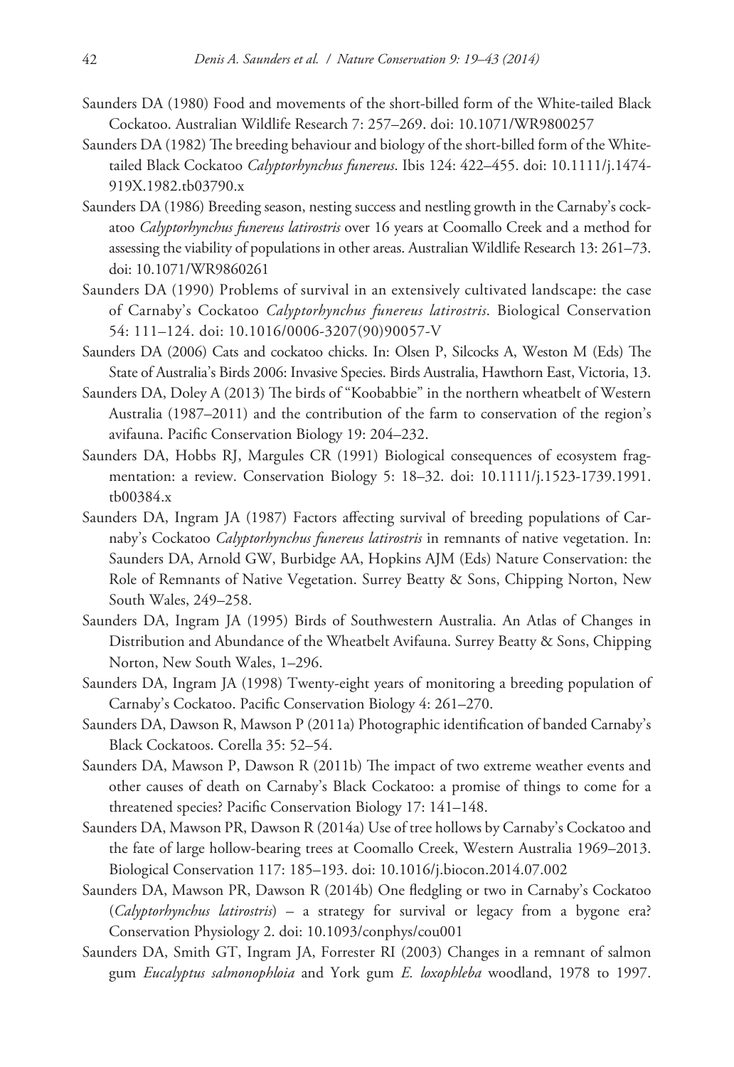Saunders DA (1980) Food and movements of the short-billed form of the White-tailed Black Cockatoo. Australian Wildlife Research 7: 257–269. doi: 10.1071/WR9800257

Saunders DA (1982) The breeding behaviour and biology of the short-billed form of the White-tailed Black Cockatoo *Calyptorhynchus funereus*. Ibis 124: 422–455. doi: 10.1111/j.1474-919X.1982.tb03790.x

Saunders DA (1986) Breeding season, nesting success and nestling growth in the Carnaby's cockatoo *Calyptorhynchus funereus latirostris* over 16 years at Coomallo Creek and a method for assessing the viability of populations in other areas. Australian Wildlife Research 13: 261–73. doi: 10.1071/WR9860261

Saunders DA (1990) Problems of survival in an extensively cultivated landscape: the case of Carnaby's Cockatoo *Calyptorhynchus funereus latirostris*. Biological Conservation 54: 111–124. doi: 10.1016/0006-3207(90)90057-V

Saunders DA (2006) Cats and cockatoo chicks. In: Olsen P, Silcocks A, Weston M (Eds) The State of Australia's Birds 2006: Invasive Species. Birds Australia, Hawthorn East, Victoria, 13.

Saunders DA, Doley A (2013) The birds of "Koobabbie" in the northern wheatbelt of Western Australia (1987–2011) and the contribution of the farm to conservation of the region's avifauna. Pacific Conservation Biology 19: 204–232.

Saunders DA, Hobbs RJ, Margules CR (1991) Biological consequences of ecosystem fragmentation: a review. Conservation Biology 5: 18–32. doi: 10.1111/j.1523-1739.1991.tb00384.x

Saunders DA, Ingram JA (1987) Factors affecting survival of breeding populations of Carnaby's Cockatoo *Calyptorhynchus funereus latirostris* in remnants of native vegetation. In: Saunders DA, Arnold GW, Burbidge AA, Hopkins AJM (Eds) Nature Conservation: the Role of Remnants of Native Vegetation. Surrey Beatty & Sons, Chipping Norton, New South Wales, 249–258.

Saunders DA, Ingram JA (1995) Birds of Southwestern Australia. An Atlas of Changes in Distribution and Abundance of the Wheatbelt Avifauna. Surrey Beatty & Sons, Chipping Norton, New South Wales, 1–296.

Saunders DA, Ingram JA (1998) Twenty-eight years of monitoring a breeding population of Carnaby's Cockatoo. Pacific Conservation Biology 4: 261–270.

Saunders DA, Dawson R, Mawson P (2011a) Photographic identification of banded Carnaby's Black Cockatoos. Corella 35: 52–54.

Saunders DA, Mawson P, Dawson R (2011b) The impact of two extreme weather events and other causes of death on Carnaby's Black Cockatoo: a promise of things to come for a threatened species? Pacific Conservation Biology 17: 141–148.

Saunders DA, Mawson PR, Dawson R (2014a) Use of tree hollows by Carnaby's Cockatoo and the fate of large hollow-bearing trees at Coomallo Creek, Western Australia 1969–2013. Biological Conservation 117: 185–193. doi: 10.1016/j.biocon.2014.07.002

Saunders DA, Mawson PR, Dawson R (2014b) One fledgling or two in Carnaby's Cockatoo (*Calyptorhynchus latirostris*) – a strategy for survival or legacy from a bygone era? Conservation Physiology 2. doi: 10.1093/conphys/cou001

Saunders DA, Smith GT, Ingram JA, Forrester RI (2003) Changes in a remnant of salmon gum *Eucalyptus salmonophloia* and York gum *E. loxophleba* woodland, 1978 to 1997.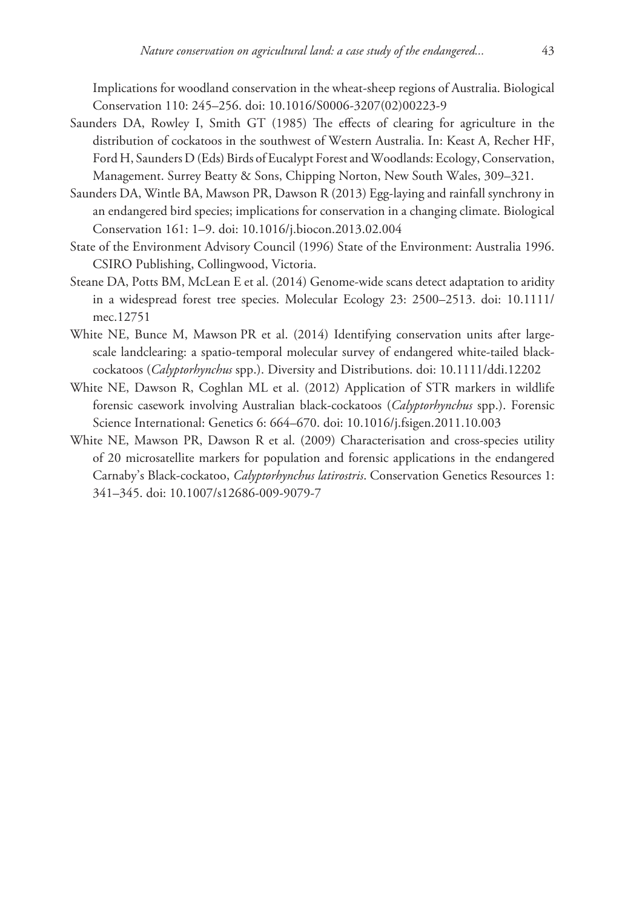Implications for woodland conservation in the wheat-sheep regions of Australia. Biological Conservation 110: 245–256. doi: 10.1016/S0006-3207(02)00223-9

Saunders DA, Rowley I, Smith GT (1985) The effects of clearing for agriculture in the distribution of cockatoos in the southwest of Western Australia. In: Keast A, Recher HF, Ford H, Saunders D (Eds) Birds of Eucalypt Forest and Woodlands: Ecology, Conservation, Management. Surrey Beatty & Sons, Chipping Norton, New South Wales, 309–321.

Saunders DA, Wintle BA, Mawson PR, Dawson R (2013) Egg-laying and rainfall synchrony in an endangered bird species; implications for conservation in a changing climate. Biological Conservation 161: 1–9. doi: 10.1016/j.biocon.2013.02.004

State of the Environment Advisory Council (1996) State of the Environment: Australia 1996. CSIRO Publishing, Collingwood, Victoria.

Steane DA, Potts BM, McLean E et al. (2014) Genome-wide scans detect adaptation to aridity in a widespread forest tree species. Molecular Ecology 23: 2500–2513. doi: 10.1111/mec.12751

White NE, Bunce M, Mawson PR et al. (2014) Identifying conservation units after large-scale landclearing: a spatio-temporal molecular survey of endangered white-tailed black-cockatoos (*Calyptorhynchus* spp.). Diversity and Distributions. doi: 10.1111/ddi.12202

White NE, Dawson R, Coghlan ML et al. (2012) Application of STR markers in wildlife forensic casework involving Australian black-cockatoos (*Calyptorhynchus* spp.). Forensic Science International: Genetics 6: 664–670. doi: 10.1016/j.fsigen.2011.10.003

White NE, Mawson PR, Dawson R et al. (2009) Characterisation and cross-species utility of 20 microsatellite markers for population and forensic applications in the endangered Carnaby's Black-cockatoo, *Calyptorhynchus latirostris*. Conservation Genetics Resources 1: 341–345. doi: 10.1007/s12686-009-9079-7